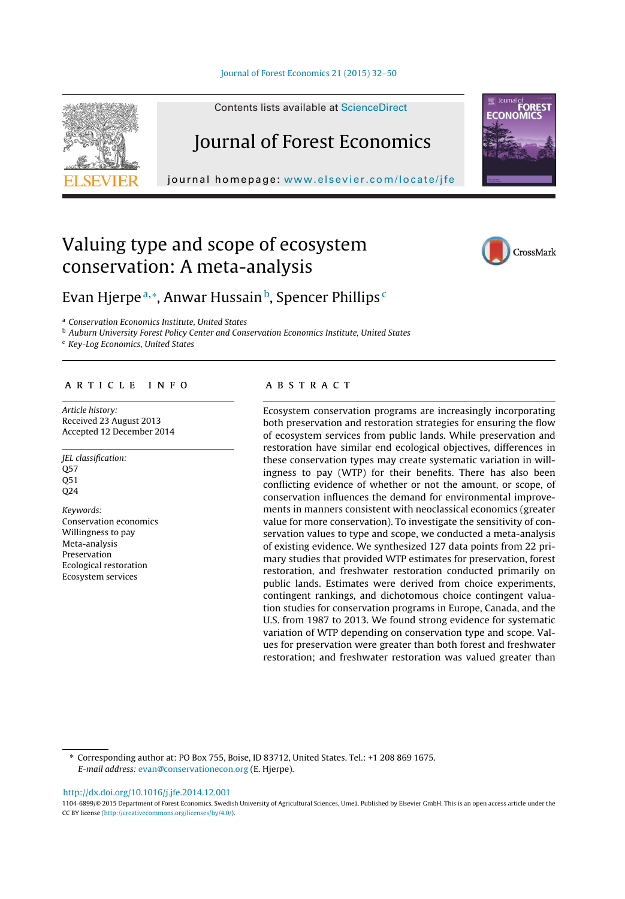# Valuing type and scope of ecosystem conservation: A meta-analysis

Evan Hjerpe [a,*], Anwar Hussain [b], Spencer Phillips [c]

[a] *Conservation Economics Institute, United States*
[b] *Auburn University Forest Policy Center and Conservation Economics Institute, United States*
[c] *Key-Log Economics, United States*

## ARTICLE INFO

*Article history:*
Received 23 August 2013
Accepted 12 December 2014

*JEL classification:*
Q57
Q51
Q24

*Keywords:*
Conservation economics
Willingness to pay
Meta-analysis
Preservation
Ecological restoration
Ecosystem services

## ABSTRACT

Ecosystem conservation programs are increasingly incorporating both preservation and restoration strategies for ensuring the flow of ecosystem services from public lands. While preservation and restoration have similar end ecological objectives, differences in these conservation types may create systematic variation in willingness to pay (WTP) for their benefits. There has also been conflicting evidence of whether or not the amount, or scope, of conservation influences the demand for environmental improvements in manners consistent with neoclassical economics (greater value for more conservation). To investigate the sensitivity of conservation values to type and scope, we conducted a meta-analysis of existing evidence. We synthesized 127 data points from 22 primary studies that provided WTP estimates for preservation, forest restoration, and freshwater restoration conducted primarily on public lands. Estimates were derived from choice experiments, contingent rankings, and dichotomous choice contingent valuation studies for conservation programs in Europe, Canada, and the U.S. from 1987 to 2013. We found strong evidence for systematic variation of WTP depending on conservation type and scope. Values for preservation were greater than both forest and freshwater restoration; and freshwater restoration was valued greater than

---

\* Corresponding author at: PO Box 755, Boise, ID 83712, United States. Tel.: +1 208 869 1675.
*E-mail address:* evan@conservationecon.org (E. Hjerpe).

http://dx.doi.org/10.1016/j.jfe.2014.12.001
1104-6899/© 2015 Department of Forest Economics, Swedish University of Agricultural Sciences, Umeå. Published by Elsevier GmbH. This is an open access article under the CC BY license (http://creativecommons.org/licenses/by/4.0/).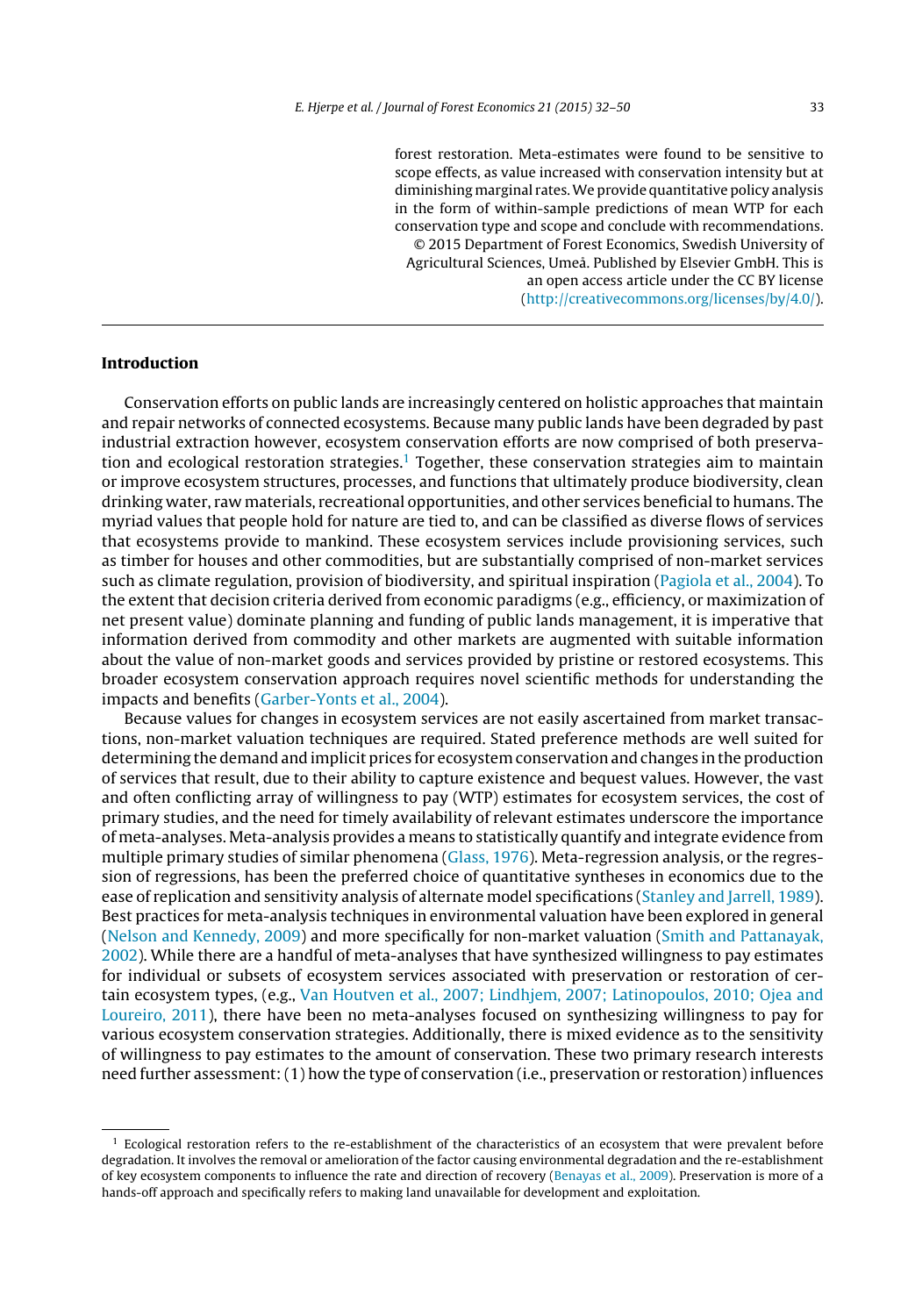forest restoration. Meta-estimates were found to be sensitive to scope effects, as value increased with conservation intensity but at diminishing marginal rates. We provide quantitative policy analysis in the form of within-sample predictions of mean WTP for each conservation type and scope and conclude with recommendations. © 2015 Department of Forest Economics, Swedish University of Agricultural Sciences, Umeå. Published by Elsevier GmbH. This is an open access article under the CC BY license (http://creativecommons.org/licenses/by/4.0/).

## Introduction

Conservation efforts on public lands are increasingly centered on holistic approaches that maintain and repair networks of connected ecosystems. Because many public lands have been degraded by past industrial extraction however, ecosystem conservation efforts are now comprised of both preservation and ecological restoration strategies.[1] Together, these conservation strategies aim to maintain or improve ecosystem structures, processes, and functions that ultimately produce biodiversity, clean drinking water, raw materials, recreational opportunities, and other services beneficial to humans. The myriad values that people hold for nature are tied to, and can be classified as diverse flows of services that ecosystems provide to mankind. These ecosystem services include provisioning services, such as timber for houses and other commodities, but are substantially comprised of non-market services such as climate regulation, provision of biodiversity, and spiritual inspiration (Pagiola et al., 2004). To the extent that decision criteria derived from economic paradigms (e.g., efficiency, or maximization of net present value) dominate planning and funding of public lands management, it is imperative that information derived from commodity and other markets are augmented with suitable information about the value of non-market goods and services provided by pristine or restored ecosystems. This broader ecosystem conservation approach requires novel scientific methods for understanding the impacts and benefits (Garber-Yonts et al., 2004).

Because values for changes in ecosystem services are not easily ascertained from market transactions, non-market valuation techniques are required. Stated preference methods are well suited for determining the demand and implicit prices for ecosystem conservation and changes in the production of services that result, due to their ability to capture existence and bequest values. However, the vast and often conflicting array of willingness to pay (WTP) estimates for ecosystem services, the cost of primary studies, and the need for timely availability of relevant estimates underscore the importance of meta-analyses. Meta-analysis provides a means to statistically quantify and integrate evidence from multiple primary studies of similar phenomena (Glass, 1976). Meta-regression analysis, or the regression of regressions, has been the preferred choice of quantitative syntheses in economics due to the ease of replication and sensitivity analysis of alternate model specifications (Stanley and Jarrell, 1989). Best practices for meta-analysis techniques in environmental valuation have been explored in general (Nelson and Kennedy, 2009) and more specifically for non-market valuation (Smith and Pattanayak, 2002). While there are a handful of meta-analyses that have synthesized willingness to pay estimates for individual or subsets of ecosystem services associated with preservation or restoration of certain ecosystem types, (e.g., Van Houtven et al., 2007; Lindhjem, 2007; Latinopoulos, 2010; Ojea and Loureiro, 2011), there have been no meta-analyses focused on synthesizing willingness to pay for various ecosystem conservation strategies. Additionally, there is mixed evidence as to the sensitivity of willingness to pay estimates to the amount of conservation. These two primary research interests need further assessment: (1) how the type of conservation (i.e., preservation or restoration) influences

[1] Ecological restoration refers to the re-establishment of the characteristics of an ecosystem that were prevalent before degradation. It involves the removal or amelioration of the factor causing environmental degradation and the re-establishment of key ecosystem components to influence the rate and direction of recovery (Benayas et al., 2009). Preservation is more of a hands-off approach and specifically refers to making land unavailable for development and exploitation.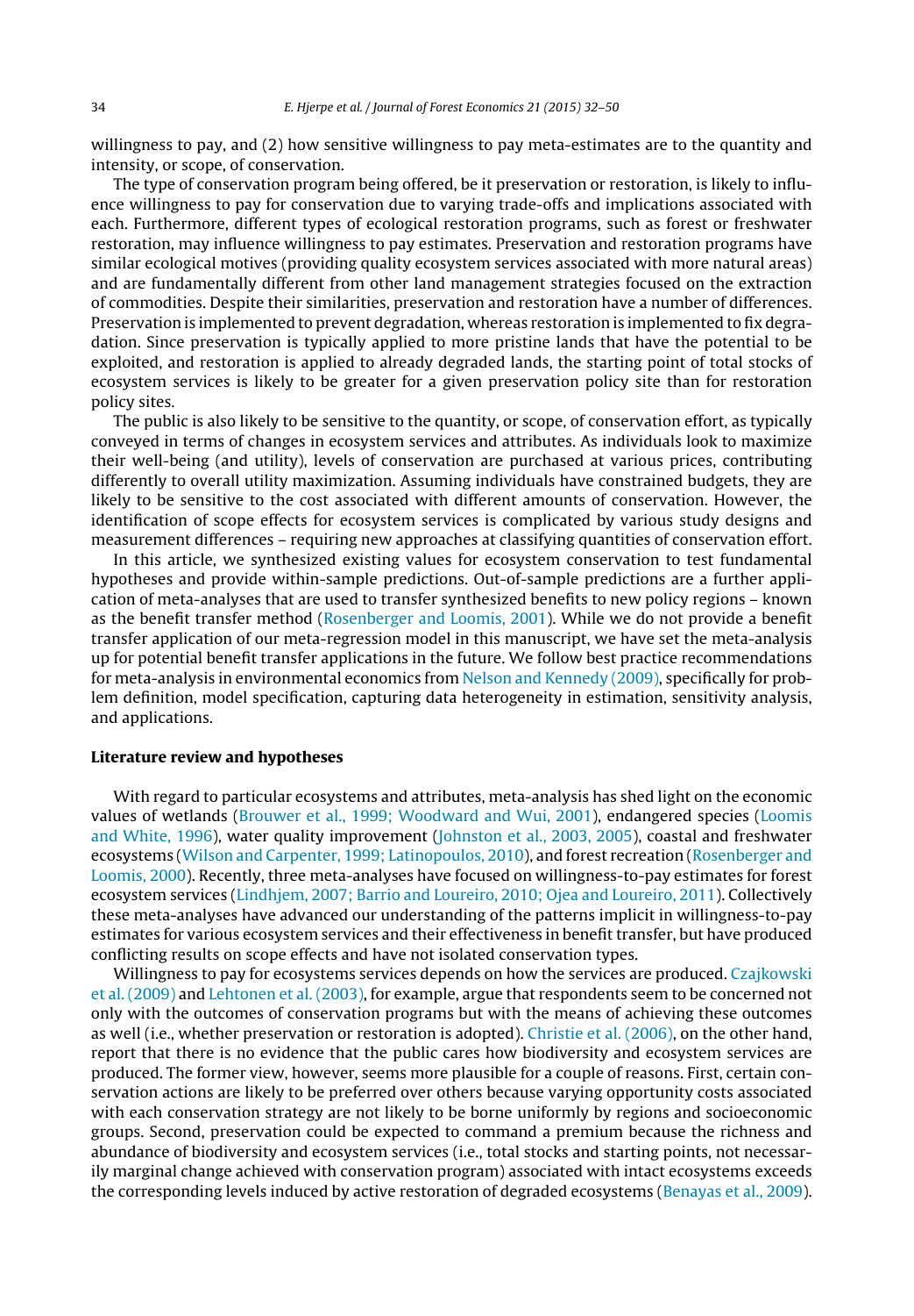willingness to pay, and (2) how sensitive willingness to pay meta-estimates are to the quantity and intensity, or scope, of conservation.

The type of conservation program being offered, be it preservation or restoration, is likely to influence willingness to pay for conservation due to varying trade-offs and implications associated with each. Furthermore, different types of ecological restoration programs, such as forest or freshwater restoration, may influence willingness to pay estimates. Preservation and restoration programs have similar ecological motives (providing quality ecosystem services associated with more natural areas) and are fundamentally different from other land management strategies focused on the extraction of commodities. Despite their similarities, preservation and restoration have a number of differences. Preservation is implemented to prevent degradation, whereas restoration is implemented to fix degradation. Since preservation is typically applied to more pristine lands that have the potential to be exploited, and restoration is applied to already degraded lands, the starting point of total stocks of ecosystem services is likely to be greater for a given preservation policy site than for restoration policy sites.

The public is also likely to be sensitive to the quantity, or scope, of conservation effort, as typically conveyed in terms of changes in ecosystem services and attributes. As individuals look to maximize their well-being (and utility), levels of conservation are purchased at various prices, contributing differently to overall utility maximization. Assuming individuals have constrained budgets, they are likely to be sensitive to the cost associated with different amounts of conservation. However, the identification of scope effects for ecosystem services is complicated by various study designs and measurement differences – requiring new approaches at classifying quantities of conservation effort.

In this article, we synthesized existing values for ecosystem conservation to test fundamental hypotheses and provide within-sample predictions. Out-of-sample predictions are a further application of meta-analyses that are used to transfer synthesized benefits to new policy regions – known as the benefit transfer method (Rosenberger and Loomis, 2001). While we do not provide a benefit transfer application of our meta-regression model in this manuscript, we have set the meta-analysis up for potential benefit transfer applications in the future. We follow best practice recommendations for meta-analysis in environmental economics from Nelson and Kennedy (2009), specifically for problem definition, model specification, capturing data heterogeneity in estimation, sensitivity analysis, and applications.

## Literature review and hypotheses

With regard to particular ecosystems and attributes, meta-analysis has shed light on the economic values of wetlands (Brouwer et al., 1999; Woodward and Wui, 2001), endangered species (Loomis and White, 1996), water quality improvement (Johnston et al., 2003, 2005), coastal and freshwater ecosystems (Wilson and Carpenter, 1999; Latinopoulos, 2010), and forest recreation (Rosenberger and Loomis, 2000). Recently, three meta-analyses have focused on willingness-to-pay estimates for forest ecosystem services (Lindhjem, 2007; Barrio and Loureiro, 2010; Ojea and Loureiro, 2011). Collectively these meta-analyses have advanced our understanding of the patterns implicit in willingness-to-pay estimates for various ecosystem services and their effectiveness in benefit transfer, but have produced conflicting results on scope effects and have not isolated conservation types.

Willingness to pay for ecosystems services depends on how the services are produced. Czajkowski et al. (2009) and Lehtonen et al. (2003), for example, argue that respondents seem to be concerned not only with the outcomes of conservation programs but with the means of achieving these outcomes as well (i.e., whether preservation or restoration is adopted). Christie et al. (2006), on the other hand, report that there is no evidence that the public cares how biodiversity and ecosystem services are produced. The former view, however, seems more plausible for a couple of reasons. First, certain conservation actions are likely to be preferred over others because varying opportunity costs associated with each conservation strategy are not likely to be borne uniformly by regions and socioeconomic groups. Second, preservation could be expected to command a premium because the richness and abundance of biodiversity and ecosystem services (i.e., total stocks and starting points, not necessarily marginal change achieved with conservation program) associated with intact ecosystems exceeds the corresponding levels induced by active restoration of degraded ecosystems (Benayas et al., 2009).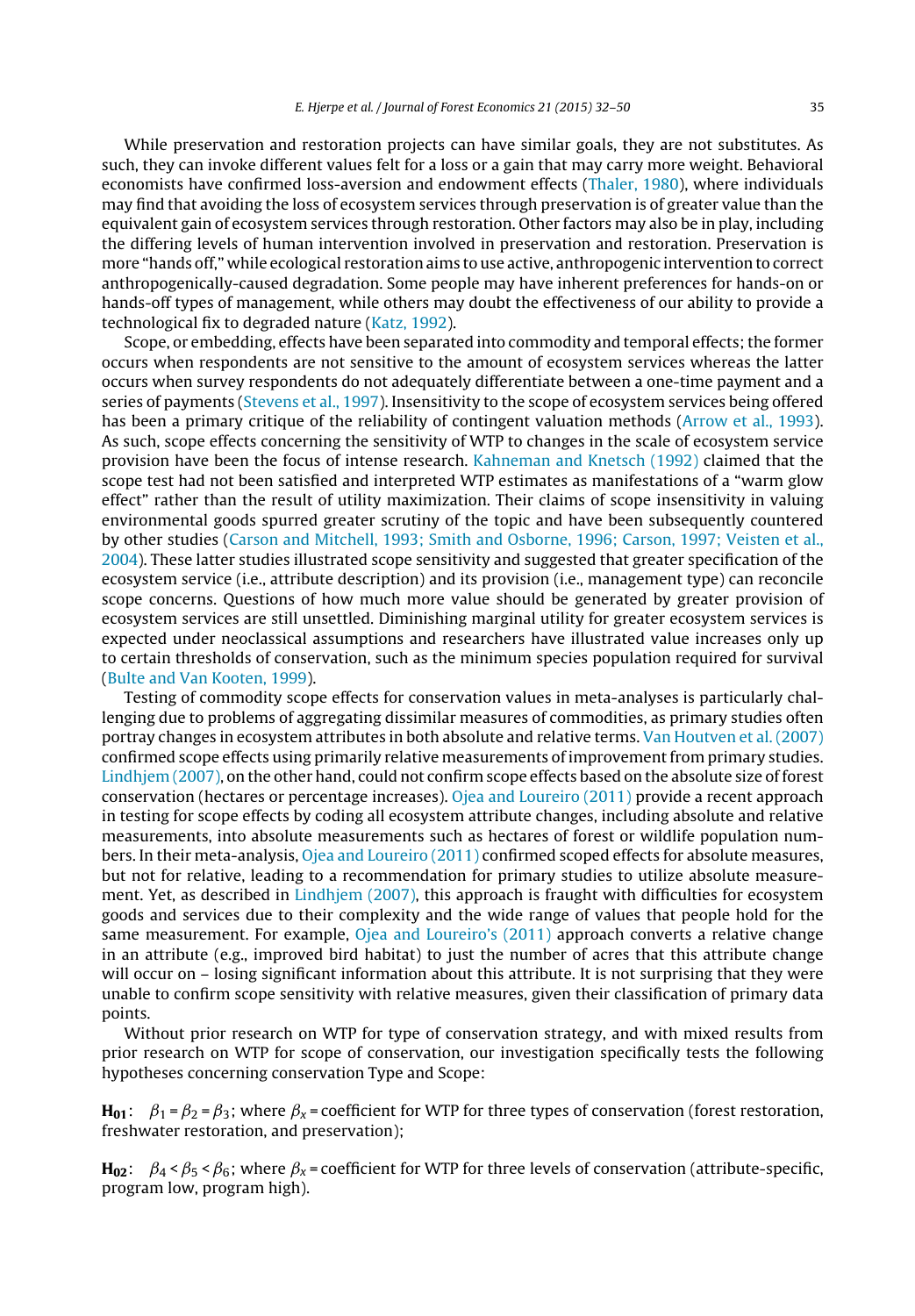While preservation and restoration projects can have similar goals, they are not substitutes. As such, they can invoke different values felt for a loss or a gain that may carry more weight. Behavioral economists have confirmed loss-aversion and endowment effects (Thaler, 1980), where individuals may find that avoiding the loss of ecosystem services through preservation is of greater value than the equivalent gain of ecosystem services through restoration. Other factors may also be in play, including the differing levels of human intervention involved in preservation and restoration. Preservation is more "hands off," while ecological restoration aims to use active, anthropogenic intervention to correct anthropogenically-caused degradation. Some people may have inherent preferences for hands-on or hands-off types of management, while others may doubt the effectiveness of our ability to provide a technological fix to degraded nature (Katz, 1992).

Scope, or embedding, effects have been separated into commodity and temporal effects; the former occurs when respondents are not sensitive to the amount of ecosystem services whereas the latter occurs when survey respondents do not adequately differentiate between a one-time payment and a series of payments (Stevens et al., 1997). Insensitivity to the scope of ecosystem services being offered has been a primary critique of the reliability of contingent valuation methods (Arrow et al., 1993). As such, scope effects concerning the sensitivity of WTP to changes in the scale of ecosystem service provision have been the focus of intense research. Kahneman and Knetsch (1992) claimed that the scope test had not been satisfied and interpreted WTP estimates as manifestations of a "warm glow effect" rather than the result of utility maximization. Their claims of scope insensitivity in valuing environmental goods spurred greater scrutiny of the topic and have been subsequently countered by other studies (Carson and Mitchell, 1993; Smith and Osborne, 1996; Carson, 1997; Veisten et al., 2004). These latter studies illustrated scope sensitivity and suggested that greater specification of the ecosystem service (i.e., attribute description) and its provision (i.e., management type) can reconcile scope concerns. Questions of how much more value should be generated by greater provision of ecosystem services are still unsettled. Diminishing marginal utility for greater ecosystem services is expected under neoclassical assumptions and researchers have illustrated value increases only up to certain thresholds of conservation, such as the minimum species population required for survival (Bulte and Van Kooten, 1999).

Testing of commodity scope effects for conservation values in meta-analyses is particularly challenging due to problems of aggregating dissimilar measures of commodities, as primary studies often portray changes in ecosystem attributes in both absolute and relative terms. Van Houtven et al. (2007) confirmed scope effects using primarily relative measurements of improvement from primary studies. Lindhjem (2007), on the other hand, could not confirm scope effects based on the absolute size of forest conservation (hectares or percentage increases). Ojea and Loureiro (2011) provide a recent approach in testing for scope effects by coding all ecosystem attribute changes, including absolute and relative measurements, into absolute measurements such as hectares of forest or wildlife population numbers. In their meta-analysis, Ojea and Loureiro (2011) confirmed scoped effects for absolute measures, but not for relative, leading to a recommendation for primary studies to utilize absolute measurement. Yet, as described in Lindhjem (2007), this approach is fraught with difficulties for ecosystem goods and services due to their complexity and the wide range of values that people hold for the same measurement. For example, Ojea and Loureiro's (2011) approach converts a relative change in an attribute (e.g., improved bird habitat) to just the number of acres that this attribute change will occur on – losing significant information about this attribute. It is not surprising that they were unable to confirm scope sensitivity with relative measures, given their classification of primary data points.

Without prior research on WTP for type of conservation strategy, and with mixed results from prior research on WTP for scope of conservation, our investigation specifically tests the following hypotheses concerning conservation Type and Scope:

**$H_{01}$**: $\beta_1 = \beta_2 = \beta_3$; where $\beta_x$ = coefficient for WTP for three types of conservation (forest restoration, freshwater restoration, and preservation);

**$H_{02}$**: $\beta_4 < \beta_5 < \beta_6$; where $\beta_x$ = coefficient for WTP for three levels of conservation (attribute-specific, program low, program high).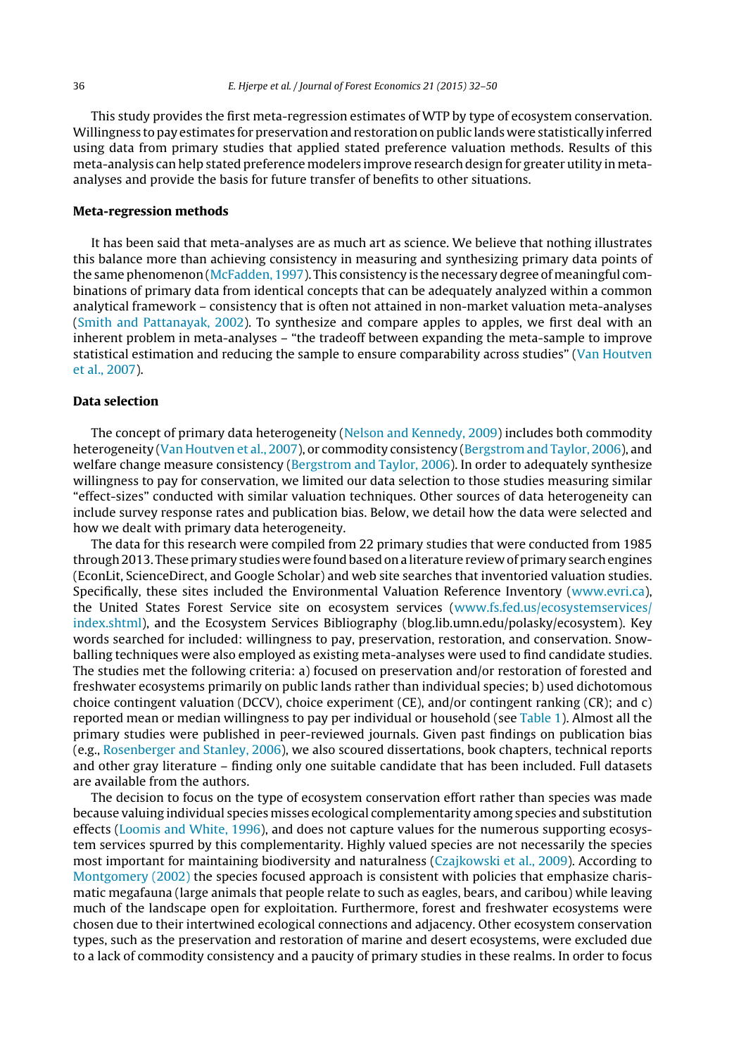This study provides the first meta-regression estimates of WTP by type of ecosystem conservation. Willingness to pay estimates for preservation and restoration on public lands were statistically inferred using data from primary studies that applied stated preference valuation methods. Results of this meta-analysis can help stated preference modelers improve research design for greater utility in meta-analyses and provide the basis for future transfer of benefits to other situations.

## Meta-regression methods

It has been said that meta-analyses are as much art as science. We believe that nothing illustrates this balance more than achieving consistency in measuring and synthesizing primary data points of the same phenomenon (McFadden, 1997). This consistency is the necessary degree of meaningful combinations of primary data from identical concepts that can be adequately analyzed within a common analytical framework – consistency that is often not attained in non-market valuation meta-analyses (Smith and Pattanayak, 2002). To synthesize and compare apples to apples, we first deal with an inherent problem in meta-analyses – "the tradeoff between expanding the meta-sample to improve statistical estimation and reducing the sample to ensure comparability across studies" (Van Houtven et al., 2007).

## Data selection

The concept of primary data heterogeneity (Nelson and Kennedy, 2009) includes both commodity heterogeneity (Van Houtven et al., 2007), or commodity consistency (Bergstrom and Taylor, 2006), and welfare change measure consistency (Bergstrom and Taylor, 2006). In order to adequately synthesize willingness to pay for conservation, we limited our data selection to those studies measuring similar "effect-sizes" conducted with similar valuation techniques. Other sources of data heterogeneity can include survey response rates and publication bias. Below, we detail how the data were selected and how we dealt with primary data heterogeneity.

The data for this research were compiled from 22 primary studies that were conducted from 1985 through 2013. These primary studies were found based on a literature review of primary search engines (EconLit, ScienceDirect, and Google Scholar) and web site searches that inventoried valuation studies. Specifically, these sites included the Environmental Valuation Reference Inventory (www.evri.ca), the United States Forest Service site on ecosystem services (www.fs.fed.us/ecosystemservices/index.shtml), and the Ecosystem Services Bibliography (blog.lib.umn.edu/polasky/ecosystem). Key words searched for included: willingness to pay, preservation, restoration, and conservation. Snowballing techniques were also employed as existing meta-analyses were used to find candidate studies. The studies met the following criteria: a) focused on preservation and/or restoration of forested and freshwater ecosystems primarily on public lands rather than individual species; b) used dichotomous choice contingent valuation (DCCV), choice experiment (CE), and/or contingent ranking (CR); and c) reported mean or median willingness to pay per individual or household (see Table 1). Almost all the primary studies were published in peer-reviewed journals. Given past findings on publication bias (e.g., Rosenberger and Stanley, 2006), we also scoured dissertations, book chapters, technical reports and other gray literature – finding only one suitable candidate that has been included. Full datasets are available from the authors.

The decision to focus on the type of ecosystem conservation effort rather than species was made because valuing individual species misses ecological complementarity among species and substitution effects (Loomis and White, 1996), and does not capture values for the numerous supporting ecosystem services spurred by this complementarity. Highly valued species are not necessarily the species most important for maintaining biodiversity and naturalness (Czajkowski et al., 2009). According to Montgomery (2002) the species focused approach is consistent with policies that emphasize charismatic megafauna (large animals that people relate to such as eagles, bears, and caribou) while leaving much of the landscape open for exploitation. Furthermore, forest and freshwater ecosystems were chosen due to their intertwined ecological connections and adjacency. Other ecosystem conservation types, such as the preservation and restoration of marine and desert ecosystems, were excluded due to a lack of commodity consistency and a paucity of primary studies in these realms. In order to focus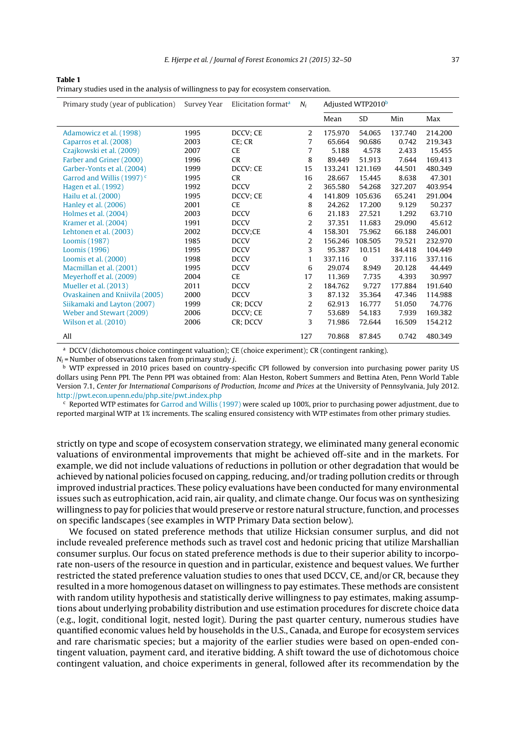**Table 1**
Primary studies used in the analysis of willingness to pay for ecosystem conservation.

| Primary study (year of publication) | Survey Year | Elicitation format[a] | $N_i$ | Adjusted WTP2010[b] | | | |
|---|---|---|---|---|---|---|---|
| | | | | Mean | SD | Min | Max |
| Adamowicz et al. (1998) | 1995 | DCCV; CE | 2 | 175.970 | 54.065 | 137.740 | 214.200 |
| Caparros et al. (2008) | 2003 | CE; CR | 7 | 65.664 | 90.686 | 0.742 | 219.343 |
| Czajkowski et al. (2009) | 2007 | CE | 7 | 5.188 | 4.578 | 2.433 | 15.455 |
| Farber and Griner (2000) | 1996 | CR | 8 | 89.449 | 51.913 | 7.644 | 169.413 |
| Garber-Yonts et al. (2004) | 1999 | DCCV: CE | 15 | 133.241 | 121.169 | 44.501 | 480.349 |
| Garrod and Willis (1997)[c] | 1995 | CR | 16 | 28.667 | 15.445 | 8.638 | 47.301 |
| Hagen et al. (1992) | 1992 | DCCV | 2 | 365.580 | 54.268 | 327.207 | 403.954 |
| Hailu et al. (2000) | 1995 | DCCV; CE | 4 | 141.809 | 105.636 | 65.241 | 291.004 |
| Hanley et al. (2006) | 2001 | CE | 8 | 24.262 | 17.200 | 9.129 | 50.237 |
| Holmes et al. (2004) | 2003 | DCCV | 6 | 21.183 | 27.521 | 1.292 | 63.710 |
| Kramer et al. (2004) | 1991 | DCCV | 2 | 37.351 | 11.683 | 29.090 | 45.612 |
| Lehtonen et al. (2003) | 2002 | DCCV;CE | 4 | 158.301 | 75.962 | 66.188 | 246.001 |
| Loomis (1987) | 1985 | DCCV | 2 | 156.246 | 108.505 | 79.521 | 232.970 |
| Loomis (1996) | 1995 | DCCV | 3 | 95.387 | 10.151 | 84.418 | 104.449 |
| Loomis et al. (2000) | 1998 | DCCV | 1 | 337.116 | 0 | 337.116 | 337.116 |
| Macmillan et al. (2001) | 1995 | DCCV | 6 | 29.074 | 8.949 | 20.128 | 44.449 |
| Meyerhoff et al. (2009) | 2004 | CE | 17 | 11.369 | 7.735 | 4.393 | 30.997 |
| Mueller et al. (2013) | 2011 | DCCV | 2 | 184.762 | 9.727 | 177.884 | 191.640 |
| Ovaskainen and Kniivila (2005) | 2000 | DCCV | 3 | 87.132 | 35.364 | 47.346 | 114.988 |
| Siikamaki and Layton (2007) | 1999 | CR; DCCV | 2 | 62.913 | 16.777 | 51.050 | 74.776 |
| Weber and Stewart (2009) | 2006 | DCCV; CE | 7 | 53.689 | 54.183 | 7.939 | 169.382 |
| Wilson et al. (2010) | 2006 | CR; DCCV | 3 | 71.986 | 72.644 | 16.509 | 154.212 |
| All | | | 127 | 70.868 | 87.845 | 0.742 | 480.349 |

[a] DCCV (dichotomous choice contingent valuation); CE (choice experiment); CR (contingent ranking).
$N_i$ = Number of observations taken from primary study $j$.
[b] WTP expressed in 2010 prices based on country-specific CPI followed by conversion into purchasing power parity US dollars using Penn PPI. The Penn PPI was obtained from: Alan Heston, Robert Summers and Bettina Aten, Penn World Table Version 7.1, *Center for International Comparisons of Production, Income and Prices* at the University of Pennsylvania, July 2012. http://pwt.econ.upenn.edu/php_site/pwt_index.php
[c] Reported WTP estimates for Garrod and Willis (1997) were scaled up 100%, prior to purchasing power adjustment, due to reported marginal WTP at 1% increments. The scaling ensured consistency with WTP estimates from other primary studies.

strictly on type and scope of ecosystem conservation strategy, we eliminated many general economic valuations of environmental improvements that might be achieved off-site and in the markets. For example, we did not include valuations of reductions in pollution or other degradation that would be achieved by national policies focused on capping, reducing, and/or trading pollution credits or through improved industrial practices. These policy evaluations have been conducted for many environmental issues such as eutrophication, acid rain, air quality, and climate change. Our focus was on synthesizing willingness to pay for policies that would preserve or restore natural structure, function, and processes on specific landscapes (see examples in WTP Primary Data section below).

We focused on stated preference methods that utilize Hicksian consumer surplus, and did not include revealed preference methods such as travel cost and hedonic pricing that utilize Marshallian consumer surplus. Our focus on stated preference methods is due to their superior ability to incorporate non-users of the resource in question and in particular, existence and bequest values. We further restricted the stated preference valuation studies to ones that used DCCV, CE, and/or CR, because they resulted in a more homogenous dataset on willingness to pay estimates. These methods are consistent with random utility hypothesis and statistically derive willingness to pay estimates, making assumptions about underlying probability distribution and use estimation procedures for discrete choice data (e.g., logit, conditional logit, nested logit). During the past quarter century, numerous studies have quantified economic values held by households in the U.S., Canada, and Europe for ecosystem services and rare charismatic species; but a majority of the earlier studies were based on open-ended contingent valuation, payment card, and iterative bidding. A shift toward the use of dichotomous choice contingent valuation, and choice experiments in general, followed after its recommendation by the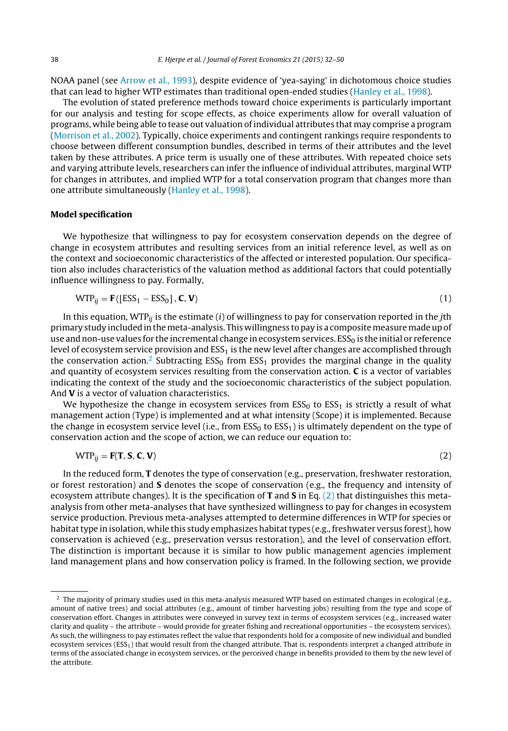NOAA panel (see Arrow et al., 1993), despite evidence of 'yea-saying' in dichotomous choice studies that can lead to higher WTP estimates than traditional open-ended studies (Hanley et al., 1998).

The evolution of stated preference methods toward choice experiments is particularly important for our analysis and testing for scope effects, as choice experiments allow for overall valuation of programs, while being able to tease out valuation of individual attributes that may comprise a program (Morrison et al., 2002). Typically, choice experiments and contingent rankings require respondents to choose between different consumption bundles, described in terms of their attributes and the level taken by these attributes. A price term is usually one of these attributes. With repeated choice sets and varying attribute levels, researchers can infer the influence of individual attributes, marginal WTP for changes in attributes, and implied WTP for a total conservation program that changes more than one attribute simultaneously (Hanley et al., 1998).

## Model specification

We hypothesize that willingness to pay for ecosystem conservation depends on the degree of change in ecosystem attributes and resulting services from an initial reference level, as well as on the context and socioeconomic characteristics of the affected or interested population. Our specification also includes characteristics of the valuation method as additional factors that could potentially influence willingness to pay. Formally,

$$\mathrm{WTP}_{ij} = \mathbf{F}([\mathrm{ESS}_1 - \mathrm{ESS}_0], \mathbf{C}, \mathbf{V}) \tag{1}$$

In this equation, $\mathrm{WTP}_{ij}$ is the estimate ($i$) of willingness to pay for conservation reported in the $j$th primary study included in the meta-analysis. This willingness to pay is a composite measure made up of use and non-use values for the incremental change in ecosystem services. $\mathrm{ESS}_0$ is the initial or reference level of ecosystem service provision and $\mathrm{ESS}_1$ is the new level after changes are accomplished through the conservation action.[2] Subtracting $\mathrm{ESS}_0$ from $\mathrm{ESS}_1$ provides the marginal change in the quality and quantity of ecosystem services resulting from the conservation action. **C** is a vector of variables indicating the context of the study and the socioeconomic characteristics of the subject population. And **V** is a vector of valuation characteristics.

We hypothesize the change in ecosystem services from $\mathrm{ESS}_0$ to $\mathrm{ESS}_1$ is strictly a result of what management action (Type) is implemented and at what intensity (Scope) it is implemented. Because the change in ecosystem service level (i.e., from $\mathrm{ESS}_0$ to $\mathrm{ESS}_1$) is ultimately dependent on the type of conservation action and the scope of action, we can reduce our equation to:

$$\mathrm{WTP}_{ij} = \mathbf{F}(\mathbf{T}, \mathbf{S}, \mathbf{C}, \mathbf{V}) \tag{2}$$

In the reduced form, **T** denotes the type of conservation (e.g., preservation, freshwater restoration, or forest restoration) and **S** denotes the scope of conservation (e.g., the frequency and intensity of ecosystem attribute changes). It is the specification of **T** and **S** in Eq. (2) that distinguishes this meta-analysis from other meta-analyses that have synthesized willingness to pay for changes in ecosystem service production. Previous meta-analyses attempted to determine differences in WTP for species or habitat type in isolation, while this study emphasizes habitat types (e.g., freshwater versus forest), how conservation is achieved (e.g., preservation versus restoration), and the level of conservation effort. The distinction is important because it is similar to how public management agencies implement land management plans and how conservation policy is framed. In the following section, we provide

[2] The majority of primary studies used in this meta-analysis measured WTP based on estimated changes in ecological (e.g., amount of native trees) and social attributes (e.g., amount of timber harvesting jobs) resulting from the type and scope of conservation effort. Changes in attributes were conveyed in survey text in terms of ecosystem services (e.g., increased water clarity and quality – the attribute – would provide for greater fishing and recreational opportunities – the ecosystem services). As such, the willingness to pay estimates reflect the value that respondents hold for a composite of new individual and bundled ecosystem services ($\mathrm{ESS}_1$) that would result from the changed attribute. That is, respondents interpret a changed attribute in terms of the associated change in ecosystem services, or the perceived change in benefits provided to them by the new level of the attribute.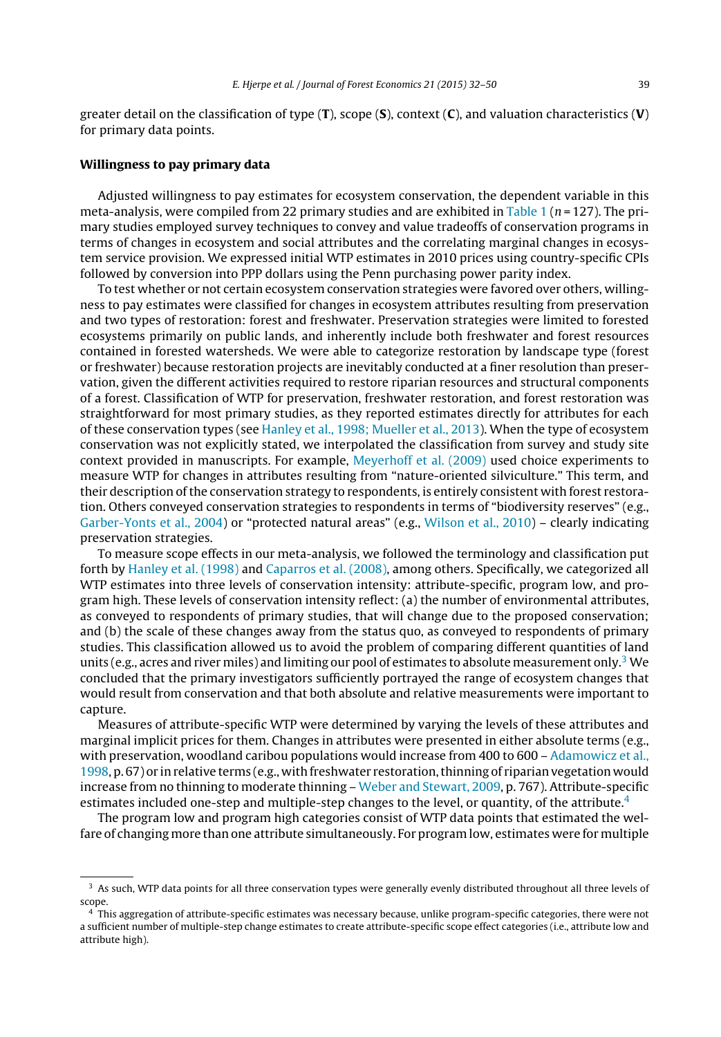greater detail on the classification of type (**T**), scope (**S**), context (**C**), and valuation characteristics (**V**) for primary data points.

## Willingness to pay primary data

Adjusted willingness to pay estimates for ecosystem conservation, the dependent variable in this meta-analysis, were compiled from 22 primary studies and are exhibited in Table 1 ($n = 127$). The primary studies employed survey techniques to convey and value tradeoffs of conservation programs in terms of changes in ecosystem and social attributes and the correlating marginal changes in ecosystem service provision. We expressed initial WTP estimates in 2010 prices using country-specific CPIs followed by conversion into PPP dollars using the Penn purchasing power parity index.

To test whether or not certain ecosystem conservation strategies were favored over others, willingness to pay estimates were classified for changes in ecosystem attributes resulting from preservation and two types of restoration: forest and freshwater. Preservation strategies were limited to forested ecosystems primarily on public lands, and inherently include both freshwater and forest resources contained in forested watersheds. We were able to categorize restoration by landscape type (forest or freshwater) because restoration projects are inevitably conducted at a finer resolution than preservation, given the different activities required to restore riparian resources and structural components of a forest. Classification of WTP for preservation, freshwater restoration, and forest restoration was straightforward for most primary studies, as they reported estimates directly for attributes for each of these conservation types (see Hanley et al., 1998; Mueller et al., 2013). When the type of ecosystem conservation was not explicitly stated, we interpolated the classification from survey and study site context provided in manuscripts. For example, Meyerhoff et al. (2009) used choice experiments to measure WTP for changes in attributes resulting from "nature-oriented silviculture." This term, and their description of the conservation strategy to respondents, is entirely consistent with forest restoration. Others conveyed conservation strategies to respondents in terms of "biodiversity reserves" (e.g., Garber-Yonts et al., 2004) or "protected natural areas" (e.g., Wilson et al., 2010) – clearly indicating preservation strategies.

To measure scope effects in our meta-analysis, we followed the terminology and classification put forth by Hanley et al. (1998) and Caparros et al. (2008), among others. Specifically, we categorized all WTP estimates into three levels of conservation intensity: attribute-specific, program low, and program high. These levels of conservation intensity reflect: (a) the number of environmental attributes, as conveyed to respondents of primary studies, that will change due to the proposed conservation; and (b) the scale of these changes away from the status quo, as conveyed to respondents of primary studies. This classification allowed us to avoid the problem of comparing different quantities of land units (e.g., acres and river miles) and limiting our pool of estimates to absolute measurement only.[3] We concluded that the primary investigators sufficiently portrayed the range of ecosystem changes that would result from conservation and that both absolute and relative measurements were important to capture.

Measures of attribute-specific WTP were determined by varying the levels of these attributes and marginal implicit prices for them. Changes in attributes were presented in either absolute terms (e.g., with preservation, woodland caribou populations would increase from 400 to 600 – Adamowicz et al., 1998, p. 67) or in relative terms (e.g., with freshwater restoration, thinning of riparian vegetation would increase from no thinning to moderate thinning – Weber and Stewart, 2009, p. 767). Attribute-specific estimates included one-step and multiple-step changes to the level, or quantity, of the attribute.[4]

The program low and program high categories consist of WTP data points that estimated the welfare of changing more than one attribute simultaneously. For program low, estimates were for multiple

[3] As such, WTP data points for all three conservation types were generally evenly distributed throughout all three levels of scope.

[4] This aggregation of attribute-specific estimates was necessary because, unlike program-specific categories, there were not a sufficient number of multiple-step change estimates to create attribute-specific scope effect categories (i.e., attribute low and attribute high).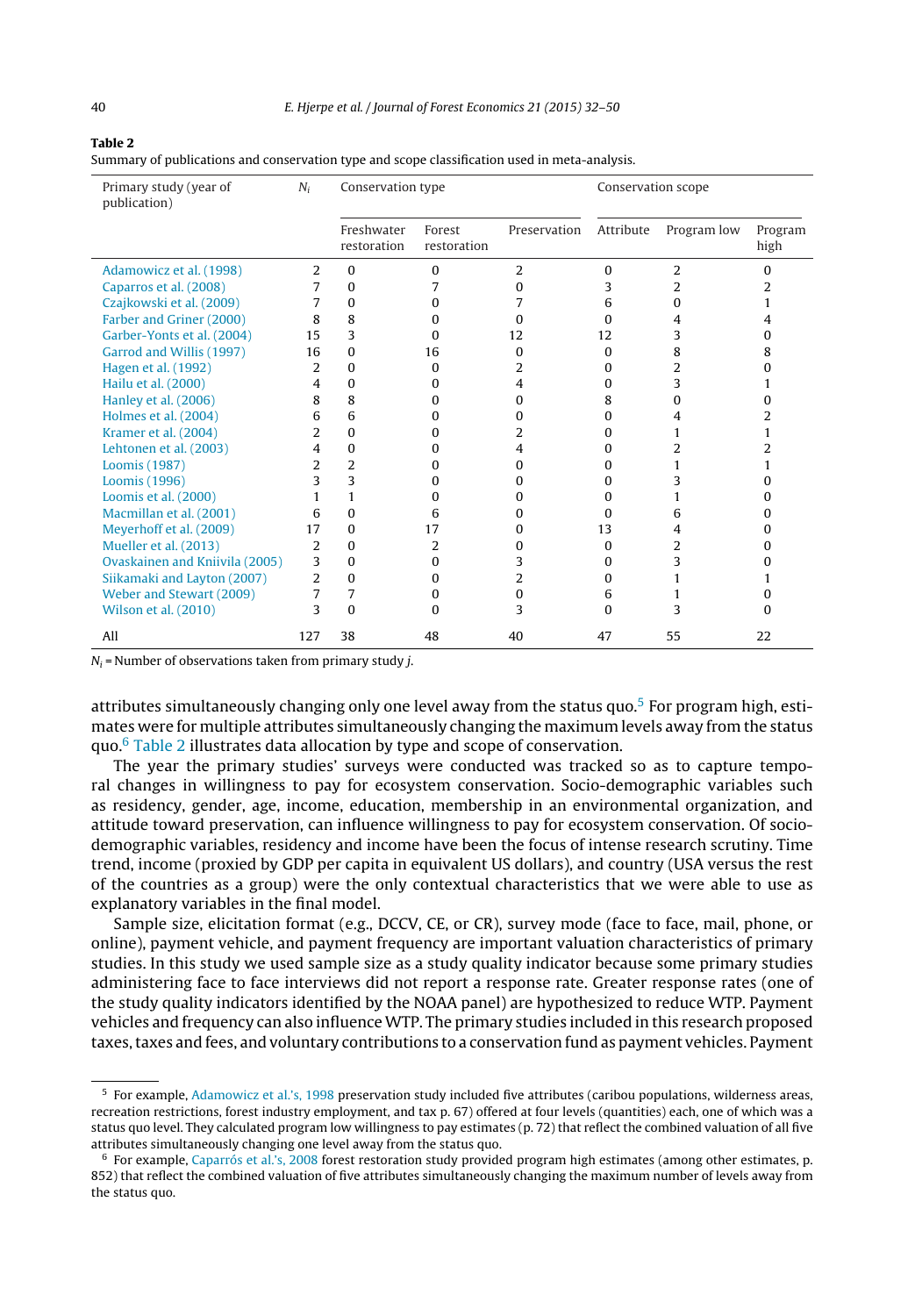**Table 2**
Summary of publications and conservation type and scope classification used in meta-analysis.

| Primary study (year of publication) | $N_i$ | Conservation type | | | Conservation scope | | |
|---|---|---|---|---|---|---|---|
| | | Freshwater restoration | Forest restoration | Preservation | Attribute | Program low | Program high |
| Adamowicz et al. (1998) | 2 | 0 | 0 | 2 | 0 | 2 | 0 |
| Caparros et al. (2008) | 7 | 0 | 7 | 0 | 3 | 2 | 2 |
| Czajkowski et al. (2009) | 7 | 0 | 0 | 7 | 6 | 0 | 1 |
| Farber and Griner (2000) | 8 | 8 | 0 | 0 | 0 | 4 | 4 |
| Garber-Yonts et al. (2004) | 15 | 3 | 0 | 12 | 12 | 3 | 0 |
| Garrod and Willis (1997) | 16 | 0 | 16 | 0 | 0 | 8 | 8 |
| Hagen et al. (1992) | 2 | 0 | 0 | 2 | 0 | 2 | 0 |
| Hailu et al. (2000) | 4 | 0 | 0 | 4 | 0 | 3 | 1 |
| Hanley et al. (2006) | 8 | 8 | 0 | 0 | 8 | 0 | 0 |
| Holmes et al. (2004) | 6 | 6 | 0 | 0 | 0 | 4 | 2 |
| Kramer et al. (2004) | 2 | 0 | 0 | 2 | 0 | 1 | 1 |
| Lehtonen et al. (2003) | 4 | 0 | 0 | 4 | 0 | 2 | 2 |
| Loomis (1987) | 2 | 2 | 0 | 0 | 0 | 1 | 1 |
| Loomis (1996) | 3 | 3 | 0 | 0 | 0 | 3 | 0 |
| Loomis et al. (2000) | 1 | 1 | 0 | 0 | 0 | 1 | 0 |
| Macmillan et al. (2001) | 6 | 0 | 6 | 0 | 0 | 6 | 0 |
| Meyerhoff et al. (2009) | 17 | 0 | 17 | 0 | 13 | 4 | 0 |
| Mueller et al. (2013) | 2 | 0 | 2 | 0 | 0 | 2 | 0 |
| Ovaskainen and Kniivila (2005) | 3 | 0 | 0 | 3 | 0 | 3 | 0 |
| Siikamaki and Layton (2007) | 2 | 0 | 0 | 2 | 0 | 1 | 1 |
| Weber and Stewart (2009) | 7 | 7 | 0 | 0 | 6 | 1 | 0 |
| Wilson et al. (2010) | 3 | 0 | 0 | 3 | 0 | 3 | 0 |
| All | 127 | 38 | 48 | 40 | 47 | 55 | 22 |

$N_i$ = Number of observations taken from primary study $j$.

attributes simultaneously changing only one level away from the status quo.[5] For program high, estimates were for multiple attributes simultaneously changing the maximum levels away from the status quo.[6] Table 2 illustrates data allocation by type and scope of conservation.

The year the primary studies' surveys were conducted was tracked so as to capture temporal changes in willingness to pay for ecosystem conservation. Socio-demographic variables such as residency, gender, age, income, education, membership in an environmental organization, and attitude toward preservation, can influence willingness to pay for ecosystem conservation. Of socio-demographic variables, residency and income have been the focus of intense research scrutiny. Time trend, income (proxied by GDP per capita in equivalent US dollars), and country (USA versus the rest of the countries as a group) were the only contextual characteristics that we were able to use as explanatory variables in the final model.

Sample size, elicitation format (e.g., DCCV, CE, or CR), survey mode (face to face, mail, phone, or online), payment vehicle, and payment frequency are important valuation characteristics of primary studies. In this study we used sample size as a study quality indicator because some primary studies administering face to face interviews did not report a response rate. Greater response rates (one of the study quality indicators identified by the NOAA panel) are hypothesized to reduce WTP. Payment vehicles and frequency can also influence WTP. The primary studies included in this research proposed taxes, taxes and fees, and voluntary contributions to a conservation fund as payment vehicles. Payment

[5] For example, Adamowicz et al.'s, 1998 preservation study included five attributes (caribou populations, wilderness areas, recreation restrictions, forest industry employment, and tax p. 67) offered at four levels (quantities) each, one of which was a status quo level. They calculated program low willingness to pay estimates (p. 72) that reflect the combined valuation of all five attributes simultaneously changing one level away from the status quo.

[6] For example, Caparrós et al.'s, 2008 forest restoration study provided program high estimates (among other estimates, p. 852) that reflect the combined valuation of five attributes simultaneously changing the maximum number of levels away from the status quo.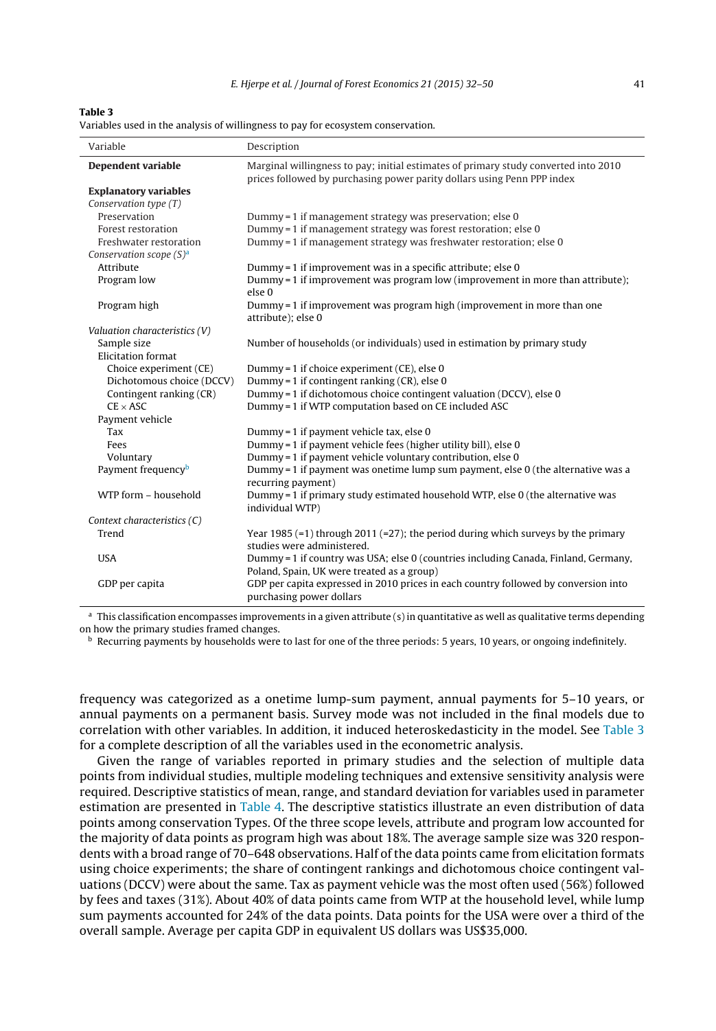**Table 3**

Variables used in the analysis of willingness to pay for ecosystem conservation.

| Variable | Description |
|---|---|
| **Dependent variable** | Marginal willingness to pay; initial estimates of primary study converted into 2010 prices followed by purchasing power parity dollars using Penn PPP index |
| **Explanatory variables** | |
| *Conservation type (T)* | |
| Preservation | Dummy = 1 if management strategy was preservation; else 0 |
| Forest restoration | Dummy = 1 if management strategy was forest restoration; else 0 |
| Freshwater restoration | Dummy = 1 if management strategy was freshwater restoration; else 0 |
| *Conservation scope (S)*[a] | |
| Attribute | Dummy = 1 if improvement was in a specific attribute; else 0 |
| Program low | Dummy = 1 if improvement was program low (improvement in more than attribute); else 0 |
| Program high | Dummy = 1 if improvement was program high (improvement in more than one attribute); else 0 |
| *Valuation characteristics (V)* | |
| Sample size | Number of households (or individuals) used in estimation by primary study |
| Elicitation format | |
| Choice experiment (CE) | Dummy = 1 if choice experiment (CE), else 0 |
| Dichotomous choice (DCCV) | Dummy = 1 if contingent ranking (CR), else 0 |
| Contingent ranking (CR) | Dummy = 1 if dichotomous choice contingent valuation (DCCV), else 0 |
| CE × ASC | Dummy = 1 if WTP computation based on CE included ASC |
| Payment vehicle | |
| Tax | Dummy = 1 if payment vehicle tax, else 0 |
| Fees | Dummy = 1 if payment vehicle fees (higher utility bill), else 0 |
| Voluntary | Dummy = 1 if payment vehicle voluntary contribution, else 0 |
| Payment frequency[b] | Dummy = 1 if payment was onetime lump sum payment, else 0 (the alternative was a recurring payment) |
| WTP form – household | Dummy = 1 if primary study estimated household WTP, else 0 (the alternative was individual WTP) |
| *Context characteristics (C)* | |
| Trend | Year 1985 (=1) through 2011 (=27); the period during which surveys by the primary studies were administered. |
| USA | Dummy = 1 if country was USA; else 0 (countries including Canada, Finland, Germany, Poland, Spain, UK were treated as a group) |
| GDP per capita | GDP per capita expressed in 2010 prices in each country followed by conversion into purchasing power dollars |

[a] This classification encompasses improvements in a given attribute (s) in quantitative as well as qualitative terms depending on how the primary studies framed changes.

[b] Recurring payments by households were to last for one of the three periods: 5 years, 10 years, or ongoing indefinitely.

frequency was categorized as a onetime lump-sum payment, annual payments for 5–10 years, or annual payments on a permanent basis. Survey mode was not included in the final models due to correlation with other variables. In addition, it induced heteroskedasticity in the model. See Table 3 for a complete description of all the variables used in the econometric analysis.

Given the range of variables reported in primary studies and the selection of multiple data points from individual studies, multiple modeling techniques and extensive sensitivity analysis were required. Descriptive statistics of mean, range, and standard deviation for variables used in parameter estimation are presented in Table 4. The descriptive statistics illustrate an even distribution of data points among conservation Types. Of the three scope levels, attribute and program low accounted for the majority of data points as program high was about 18%. The average sample size was 320 respondents with a broad range of 70–648 observations. Half of the data points came from elicitation formats using choice experiments; the share of contingent rankings and dichotomous choice contingent valuations (DCCV) were about the same. Tax as payment vehicle was the most often used (56%) followed by fees and taxes (31%). About 40% of data points came from WTP at the household level, while lump sum payments accounted for 24% of the data points. Data points for the USA were over a third of the overall sample. Average per capita GDP in equivalent US dollars was US$35,000.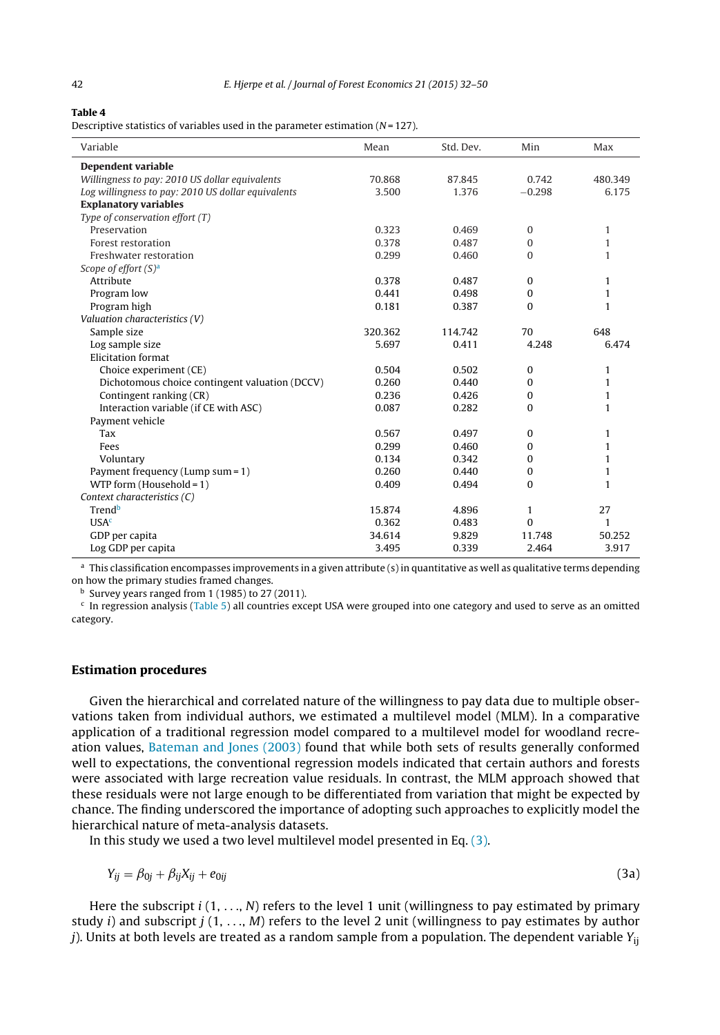**Table 4**
Descriptive statistics of variables used in the parameter estimation ($N = 127$).

| Variable | Mean | Std. Dev. | Min | Max |
|---|---|---|---|---|
| **Dependent variable** | | | | |
| *Willingness to pay: 2010 US dollar equivalents* | 70.868 | 87.845 | 0.742 | 480.349 |
| *Log willingness to pay: 2010 US dollar equivalents* | 3.500 | 1.376 | −0.298 | 6.175 |
| **Explanatory variables** | | | | |
| *Type of conservation effort (T)* | | | | |
| Preservation | 0.323 | 0.469 | 0 | 1 |
| Forest restoration | 0.378 | 0.487 | 0 | 1 |
| Freshwater restoration | 0.299 | 0.460 | 0 | 1 |
| *Scope of effort (S)*[a] | | | | |
| Attribute | 0.378 | 0.487 | 0 | 1 |
| Program low | 0.441 | 0.498 | 0 | 1 |
| Program high | 0.181 | 0.387 | 0 | 1 |
| *Valuation characteristics (V)* | | | | |
| Sample size | 320.362 | 114.742 | 70 | 648 |
| Log sample size | 5.697 | 0.411 | 4.248 | 6.474 |
| Elicitation format | | | | |
| Choice experiment (CE) | 0.504 | 0.502 | 0 | 1 |
| Dichotomous choice contingent valuation (DCCV) | 0.260 | 0.440 | 0 | 1 |
| Contingent ranking (CR) | 0.236 | 0.426 | 0 | 1 |
| Interaction variable (if CE with ASC) | 0.087 | 0.282 | 0 | 1 |
| Payment vehicle | | | | |
| Tax | 0.567 | 0.497 | 0 | 1 |
| Fees | 0.299 | 0.460 | 0 | 1 |
| Voluntary | 0.134 | 0.342 | 0 | 1 |
| Payment frequency (Lump sum = 1) | 0.260 | 0.440 | 0 | 1 |
| WTP form (Household = 1) | 0.409 | 0.494 | 0 | 1 |
| *Context characteristics (C)* | | | | |
| Trend[b] | 15.874 | 4.896 | 1 | 27 |
| USA[c] | 0.362 | 0.483 | 0 | 1 |
| GDP per capita | 34.614 | 9.829 | 11.748 | 50.252 |
| Log GDP per capita | 3.495 | 0.339 | 2.464 | 3.917 |

[a] This classification encompasses improvements in a given attribute (s) in quantitative as well as qualitative terms depending on how the primary studies framed changes.

[b] Survey years ranged from 1 (1985) to 27 (2011).

[c] In regression analysis (Table 5) all countries except USA were grouped into one category and used to serve as an omitted category.

## Estimation procedures

Given the hierarchical and correlated nature of the willingness to pay data due to multiple observations taken from individual authors, we estimated a multilevel model (MLM). In a comparative application of a traditional regression model compared to a multilevel model for woodland recreation values, Bateman and Jones (2003) found that while both sets of results generally conformed well to expectations, the conventional regression models indicated that certain authors and forests were associated with large recreation value residuals. In contrast, the MLM approach showed that these residuals were not large enough to be differentiated from variation that might be expected by chance. The finding underscored the importance of adopting such approaches to explicitly model the hierarchical nature of meta-analysis datasets.

In this study we used a two level multilevel model presented in Eq. (3).

$$Y_{ij} = \beta_{0j} + \beta_{ij} X_{ij} + e_{0ij} \tag{3a}$$

Here the subscript $i$ (1, . . ., $N$) refers to the level 1 unit (willingness to pay estimated by primary study $i$) and subscript $j$ (1, . . ., $M$) refers to the level 2 unit (willingness to pay estimates by author $j$). Units at both levels are treated as a random sample from a population. The dependent variable $Y_{ij}$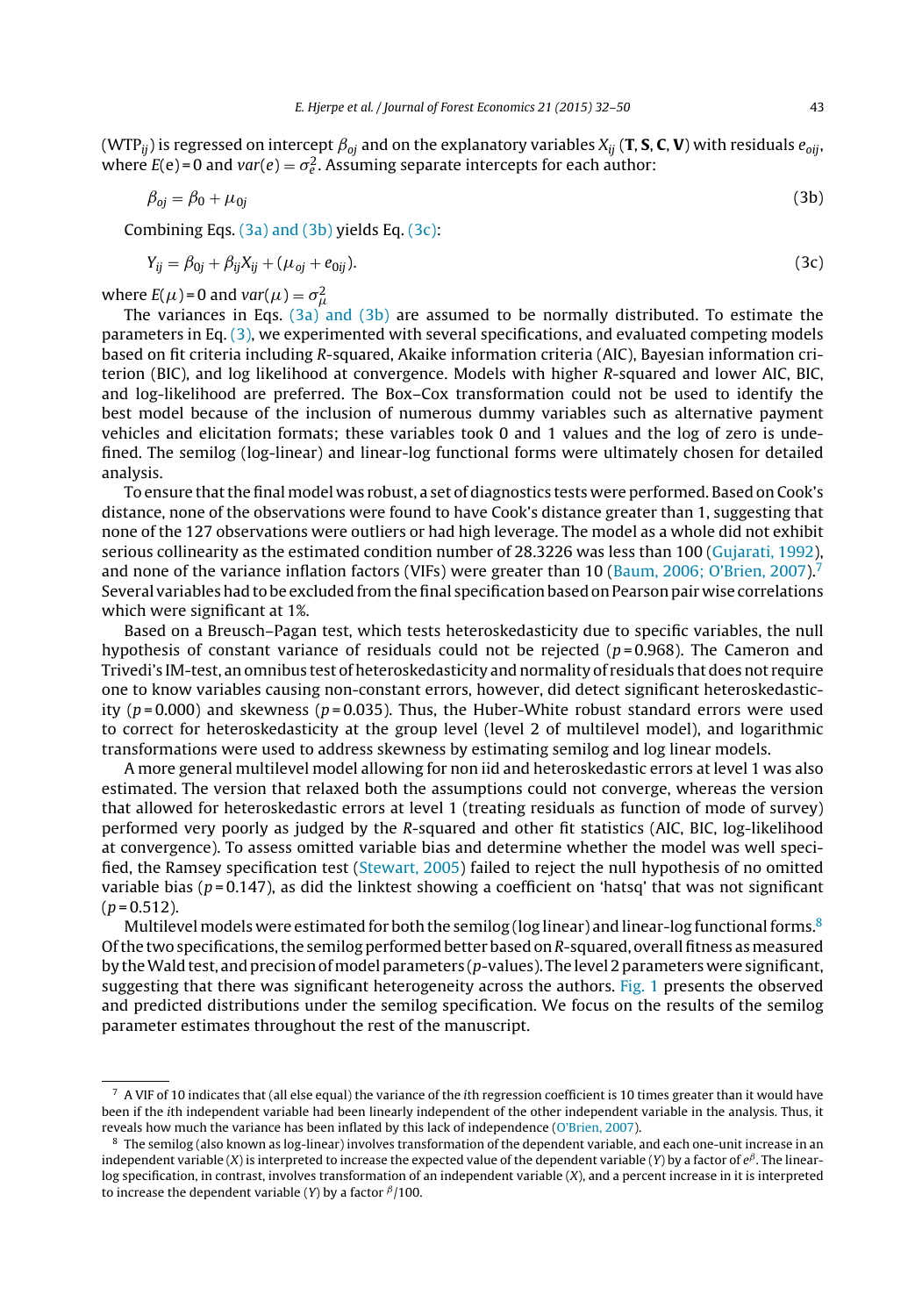($WTP_{ij}$) is regressed on intercept $\beta_{oj}$ and on the explanatory variables $X_{ij}$ (**T**, **S**, **C**, **V**) with residuals $e_{oij}$, where $E(e)=0$ and $var(e) = \sigma_e^2$. Assuming separate intercepts for each author:

$$\beta_{oj} = \beta_0 + \mu_{0j} \tag{3b}$$

Combining Eqs. (3a) and (3b) yields Eq. (3c):

$$Y_{ij} = \beta_{0j} + \beta_{ij}X_{ij} + (\mu_{oj} + e_{0ij}). \tag{3c}$$

where $E(\mu)=0$ and $var(\mu) = \sigma_\mu^2$

The variances in Eqs. (3a) and (3b) are assumed to be normally distributed. To estimate the parameters in Eq. (3), we experimented with several specifications, and evaluated competing models based on fit criteria including *R*-squared, Akaike information criteria (AIC), Bayesian information criterion (BIC), and log likelihood at convergence. Models with higher *R*-squared and lower AIC, BIC, and log-likelihood are preferred. The Box–Cox transformation could not be used to identify the best model because of the inclusion of numerous dummy variables such as alternative payment vehicles and elicitation formats; these variables took 0 and 1 values and the log of zero is undefined. The semilog (log-linear) and linear-log functional forms were ultimately chosen for detailed analysis.

To ensure that the final model was robust, a set of diagnostics tests were performed. Based on Cook's distance, none of the observations were found to have Cook's distance greater than 1, suggesting that none of the 127 observations were outliers or had high leverage. The model as a whole did not exhibit serious collinearity as the estimated condition number of 28.3226 was less than 100 (Gujarati, 1992), and none of the variance inflation factors (VIFs) were greater than 10 (Baum, 2006; O'Brien, 2007).[7] Several variables had to be excluded from the final specification based on Pearson pair wise correlations which were significant at 1%.

Based on a Breusch–Pagan test, which tests heteroskedasticity due to specific variables, the null hypothesis of constant variance of residuals could not be rejected ($p=0.968$). The Cameron and Trivedi's IM-test, an omnibus test of heteroskedasticity and normality of residuals that does not require one to know variables causing non-constant errors, however, did detect significant heteroskedasticity ($p=0.000$) and skewness ($p=0.035$). Thus, the Huber-White robust standard errors were used to correct for heteroskedasticity at the group level (level 2 of multilevel model), and logarithmic transformations were used to address skewness by estimating semilog and log linear models.

A more general multilevel model allowing for non iid and heteroskedastic errors at level 1 was also estimated. The version that relaxed both the assumptions could not converge, whereas the version that allowed for heteroskedastic errors at level 1 (treating residuals as function of mode of survey) performed very poorly as judged by the *R*-squared and other fit statistics (AIC, BIC, log-likelihood at convergence). To assess omitted variable bias and determine whether the model was well specified, the Ramsey specification test (Stewart, 2005) failed to reject the null hypothesis of no omitted variable bias ($p=0.147$), as did the linktest showing a coefficient on 'hatsq' that was not significant ($p=0.512$).

Multilevel models were estimated for both the semilog (log linear) and linear-log functional forms.[8] Of the two specifications, the semilog performed better based on *R*-squared, overall fitness as measured by the Wald test, and precision of model parameters (*p*-values). The level 2 parameters were significant, suggesting that there was significant heterogeneity across the authors. Fig. 1 presents the observed and predicted distributions under the semilog specification. We focus on the results of the semilog parameter estimates throughout the rest of the manuscript.

---

[7] A VIF of 10 indicates that (all else equal) the variance of the *i*th regression coefficient is 10 times greater than it would have been if the *i*th independent variable had been linearly independent of the other independent variable in the analysis. Thus, it reveals how much the variance has been inflated by this lack of independence (O'Brien, 2007).

[8] The semilog (also known as log-linear) involves transformation of the dependent variable, and each one-unit increase in an independent variable ($X$) is interpreted to increase the expected value of the dependent variable ($Y$) by a factor of $e^{\beta}$. The linear-log specification, in contrast, involves transformation of an independent variable ($X$), and a percent increase in it is interpreted to increase the dependent variable ($Y$) by a factor $^{\beta}/100$.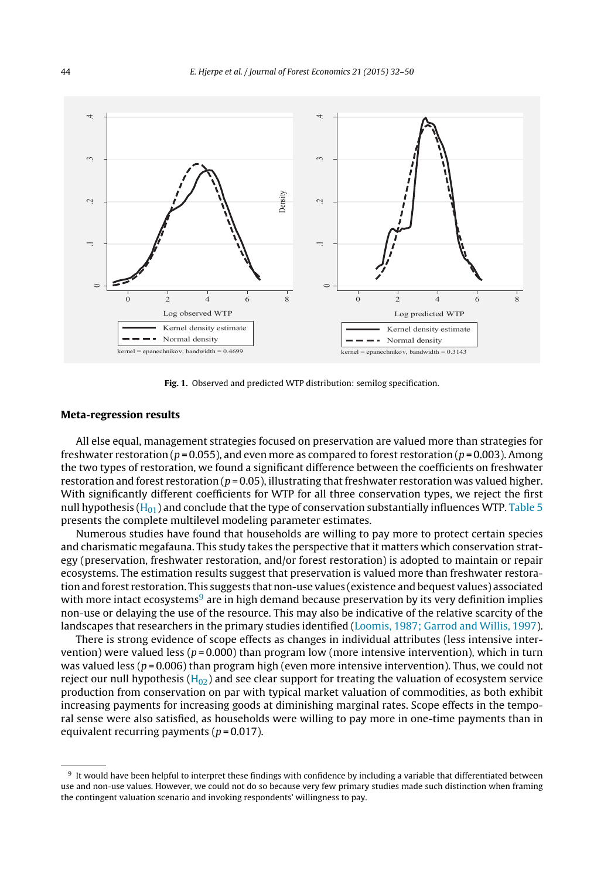Fig. 1. Observed and predicted WTP distribution: semilog specification.

## Meta-regression results

All else equal, management strategies focused on preservation are valued more than strategies for freshwater restoration ($p = 0.055$), and even more as compared to forest restoration ($p = 0.003$). Among the two types of restoration, we found a significant difference between the coefficients on freshwater restoration and forest restoration ($p = 0.05$), illustrating that freshwater restoration was valued higher. With significantly different coefficients for WTP for all three conservation types, we reject the first null hypothesis ($H_{01}$) and conclude that the type of conservation substantially influences WTP. Table 5 presents the complete multilevel modeling parameter estimates.

Numerous studies have found that households are willing to pay more to protect certain species and charismatic megafauna. This study takes the perspective that it matters which conservation strategy (preservation, freshwater restoration, and/or forest restoration) is adopted to maintain or repair ecosystems. The estimation results suggest that preservation is valued more than freshwater restoration and forest restoration. This suggests that non-use values (existence and bequest values) associated with more intact ecosystems[9] are in high demand because preservation by its very definition implies non-use or delaying the use of the resource. This may also be indicative of the relative scarcity of the landscapes that researchers in the primary studies identified (Loomis, 1987; Garrod and Willis, 1997).

There is strong evidence of scope effects as changes in individual attributes (less intensive intervention) were valued less ($p = 0.000$) than program low (more intensive intervention), which in turn was valued less ($p = 0.006$) than program high (even more intensive intervention). Thus, we could not reject our null hypothesis ($H_{02}$) and see clear support for treating the valuation of ecosystem service production from conservation on par with typical market valuation of commodities, as both exhibit increasing payments for increasing goods at diminishing marginal rates. Scope effects in the temporal sense were also satisfied, as households were willing to pay more in one-time payments than in equivalent recurring payments ($p = 0.017$).

[9] It would have been helpful to interpret these findings with confidence by including a variable that differentiated between use and non-use values. However, we could not do so because very few primary studies made such distinction when framing the contingent valuation scenario and invoking respondents' willingness to pay.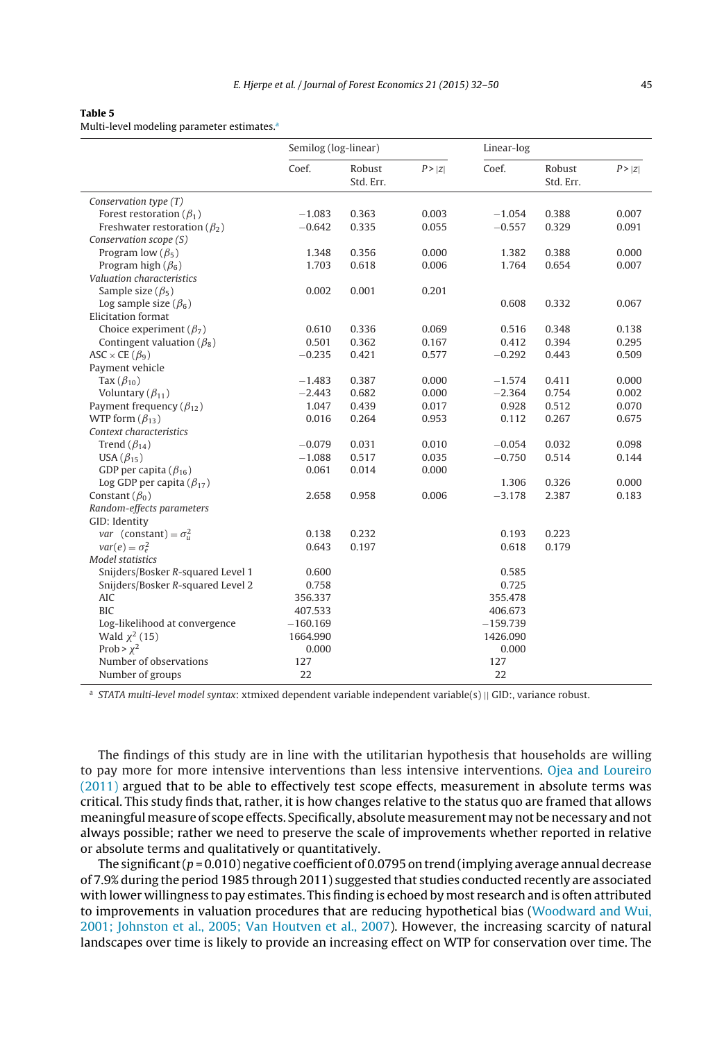**Table 5**
Multi-level modeling parameter estimates.[a]

| | Semilog (log-linear) | | | Linear-log | | |
|---|---|---|---|---|---|---|
| | Coef. | Robust Std. Err. | $P>\|z\|$ | Coef. | Robust Std. Err. | $P>\|z\|$ |
| *Conservation type (T)* | | | | | | |
| Forest restoration ($\beta_1$) | −1.083 | 0.363 | 0.003 | −1.054 | 0.388 | 0.007 |
| Freshwater restoration ($\beta_2$) | −0.642 | 0.335 | 0.055 | −0.557 | 0.329 | 0.091 |
| *Conservation scope (S)* | | | | | | |
| Program low ($\beta_5$) | 1.348 | 0.356 | 0.000 | 1.382 | 0.388 | 0.000 |
| Program high ($\beta_6$) | 1.703 | 0.618 | 0.006 | 1.764 | 0.654 | 0.007 |
| *Valuation characteristics* | | | | | | |
| Sample size ($\beta_5$) | 0.002 | 0.001 | 0.201 | | | |
| Log sample size ($\beta_6$) | | | | 0.608 | 0.332 | 0.067 |
| Elicitation format | | | | | | |
| Choice experiment ($\beta_7$) | 0.610 | 0.336 | 0.069 | 0.516 | 0.348 | 0.138 |
| Contingent valuation ($\beta_8$) | 0.501 | 0.362 | 0.167 | 0.412 | 0.394 | 0.295 |
| ASC × CE ($\beta_9$) | −0.235 | 0.421 | 0.577 | −0.292 | 0.443 | 0.509 |
| Payment vehicle | | | | | | |
| Tax ($\beta_{10}$) | −1.483 | 0.387 | 0.000 | −1.574 | 0.411 | 0.000 |
| Voluntary ($\beta_{11}$) | −2.443 | 0.682 | 0.000 | −2.364 | 0.754 | 0.002 |
| Payment frequency ($\beta_{12}$) | 1.047 | 0.439 | 0.017 | 0.928 | 0.512 | 0.070 |
| WTP form ($\beta_{13}$) | 0.016 | 0.264 | 0.953 | 0.112 | 0.267 | 0.675 |
| *Context characteristics* | | | | | | |
| Trend ($\beta_{14}$) | −0.079 | 0.031 | 0.010 | −0.054 | 0.032 | 0.098 |
| USA ($\beta_{15}$) | −1.088 | 0.517 | 0.035 | −0.750 | 0.514 | 0.144 |
| GDP per capita ($\beta_{16}$) | 0.061 | 0.014 | 0.000 | | | |
| Log GDP per capita ($\beta_{17}$) | | | | 1.306 | 0.326 | 0.000 |
| Constant ($\beta_0$) | 2.658 | 0.958 | 0.006 | −3.178 | 2.387 | 0.183 |
| *Random-effects parameters* | | | | | | |
| GID: Identity | | | | | | |
| *var* (constant) $=\sigma_u^2$ | 0.138 | 0.232 | | 0.193 | 0.223 | |
| *var*(*e*) $=\sigma_e^2$ | 0.643 | 0.197 | | 0.618 | 0.179 | |
| *Model statistics* | | | | | | |
| Snijders/Bosker *R*-squared Level 1 | 0.600 | | | 0.585 | | |
| Snijders/Bosker *R*-squared Level 2 | 0.758 | | | 0.725 | | |
| AIC | 356.337 | | | 355.478 | | |
| BIC | 407.533 | | | 406.673 | | |
| Log-likelihood at convergence | −160.169 | | | −159.739 | | |
| Wald $\chi^2$ (15) | 1664.990 | | | 1426.090 | | |
| Prob > $\chi^2$ | 0.000 | | | 0.000 | | |
| Number of observations | 127 | | | 127 | | |
| Number of groups | 22 | | | 22 | | |

[a] *STATA multi-level model syntax*: xtmixed dependent variable independent variable(s) || GID:, variance robust.

The findings of this study are in line with the utilitarian hypothesis that households are willing to pay more for more intensive interventions than less intensive interventions. Ojea and Loureiro (2011) argued that to be able to effectively test scope effects, measurement in absolute terms was critical. This study finds that, rather, it is how changes relative to the status quo are framed that allows meaningful measure of scope effects. Specifically, absolute measurement may not be necessary and not always possible; rather we need to preserve the scale of improvements whether reported in relative or absolute terms and qualitatively or quantitatively.

The significant ($p = 0.010$) negative coefficient of 0.0795 on trend (implying average annual decrease of 7.9% during the period 1985 through 2011) suggested that studies conducted recently are associated with lower willingness to pay estimates. This finding is echoed by most research and is often attributed to improvements in valuation procedures that are reducing hypothetical bias (Woodward and Wui, 2001; Johnston et al., 2005; Van Houtven et al., 2007). However, the increasing scarcity of natural landscapes over time is likely to provide an increasing effect on WTP for conservation over time. The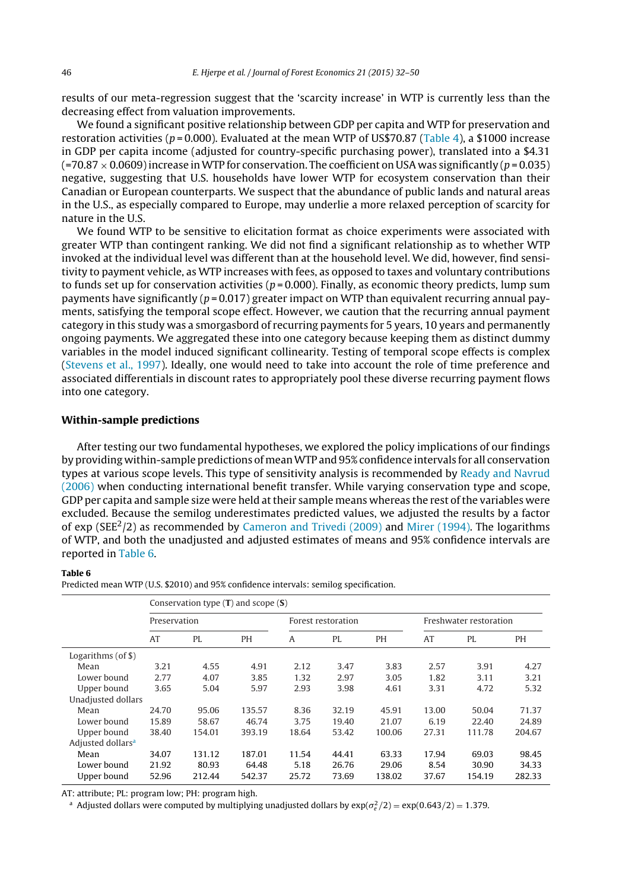results of our meta-regression suggest that the 'scarcity increase' in WTP is currently less than the decreasing effect from valuation improvements.

We found a significant positive relationship between GDP per capita and WTP for preservation and restoration activities ($p = 0.000$). Evaluated at the mean WTP of US\$70.87 (Table 4), a \$1000 increase in GDP per capita income (adjusted for country-specific purchasing power), translated into a \$4.31 ($=70.87 \times 0.0609$) increase in WTP for conservation. The coefficient on USA was significantly ($p = 0.035$) negative, suggesting that U.S. households have lower WTP for ecosystem conservation than their Canadian or European counterparts. We suspect that the abundance of public lands and natural areas in the U.S., as especially compared to Europe, may underlie a more relaxed perception of scarcity for nature in the U.S.

We found WTP to be sensitive to elicitation format as choice experiments were associated with greater WTP than contingent ranking. We did not find a significant relationship as to whether WTP invoked at the individual level was different than at the household level. We did, however, find sensitivity to payment vehicle, as WTP increases with fees, as opposed to taxes and voluntary contributions to funds set up for conservation activities ($p = 0.000$). Finally, as economic theory predicts, lump sum payments have significantly ($p = 0.017$) greater impact on WTP than equivalent recurring annual payments, satisfying the temporal scope effect. However, we caution that the recurring annual payment category in this study was a smorgasbord of recurring payments for 5 years, 10 years and permanently ongoing payments. We aggregated these into one category because keeping them as distinct dummy variables in the model induced significant collinearity. Testing of temporal scope effects is complex (Stevens et al., 1997). Ideally, one would need to take into account the role of time preference and associated differentials in discount rates to appropriately pool these diverse recurring payment flows into one category.

### Within-sample predictions

After testing our two fundamental hypotheses, we explored the policy implications of our findings by providing within-sample predictions of mean WTP and 95% confidence intervals for all conservation types at various scope levels. This type of sensitivity analysis is recommended by Ready and Navrud (2006) when conducting international benefit transfer. While varying conservation type and scope, GDP per capita and sample size were held at their sample means whereas the rest of the variables were excluded. Because the semilog underestimates predicted values, we adjusted the results by a factor of $\exp(\text{SEE}^2/2)$ as recommended by Cameron and Trivedi (2009) and Mirer (1994). The logarithms of WTP, and both the unadjusted and adjusted estimates of means and 95% confidence intervals are reported in Table 6.

**Table 6**
Predicted mean WTP (U.S. \$2010) and 95% confidence intervals: semilog specification.

| | Conservation type (**T**) and scope (**S**) | | | | | | | | |
|---|---|---|---|---|---|---|---|---|---|
| | Preservation | | | Forest restoration | | | Freshwater restoration | | |
| | AT | PL | PH | A | PL | PH | AT | PL | PH |
| Logarithms (of \$) | | | | | | | | | |
| Mean | 3.21 | 4.55 | 4.91 | 2.12 | 3.47 | 3.83 | 2.57 | 3.91 | 4.27 |
| Lower bound | 2.77 | 4.07 | 3.85 | 1.32 | 2.97 | 3.05 | 1.82 | 3.11 | 3.21 |
| Upper bound | 3.65 | 5.04 | 5.97 | 2.93 | 3.98 | 4.61 | 3.31 | 4.72 | 5.32 |
| Unadjusted dollars | | | | | | | | | |
| Mean | 24.70 | 95.06 | 135.57 | 8.36 | 32.19 | 45.91 | 13.00 | 50.04 | 71.37 |
| Lower bound | 15.89 | 58.67 | 46.74 | 3.75 | 19.40 | 21.07 | 6.19 | 22.40 | 24.89 |
| Upper bound | 38.40 | 154.01 | 393.19 | 18.64 | 53.42 | 100.06 | 27.31 | 111.78 | 204.67 |
| Adjusted dollars[a] | | | | | | | | | |
| Mean | 34.07 | 131.12 | 187.01 | 11.54 | 44.41 | 63.33 | 17.94 | 69.03 | 98.45 |
| Lower bound | 21.92 | 80.93 | 64.48 | 5.18 | 26.76 | 29.06 | 8.54 | 30.90 | 34.33 |
| Upper bound | 52.96 | 212.44 | 542.37 | 25.72 | 73.69 | 138.02 | 37.67 | 154.19 | 282.33 |

AT: attribute; PL: program low; PH: program high.

[a] Adjusted dollars were computed by multiplying unadjusted dollars by $\exp(\sigma_\varepsilon^2/2) = \exp(0.643/2) = 1.379$.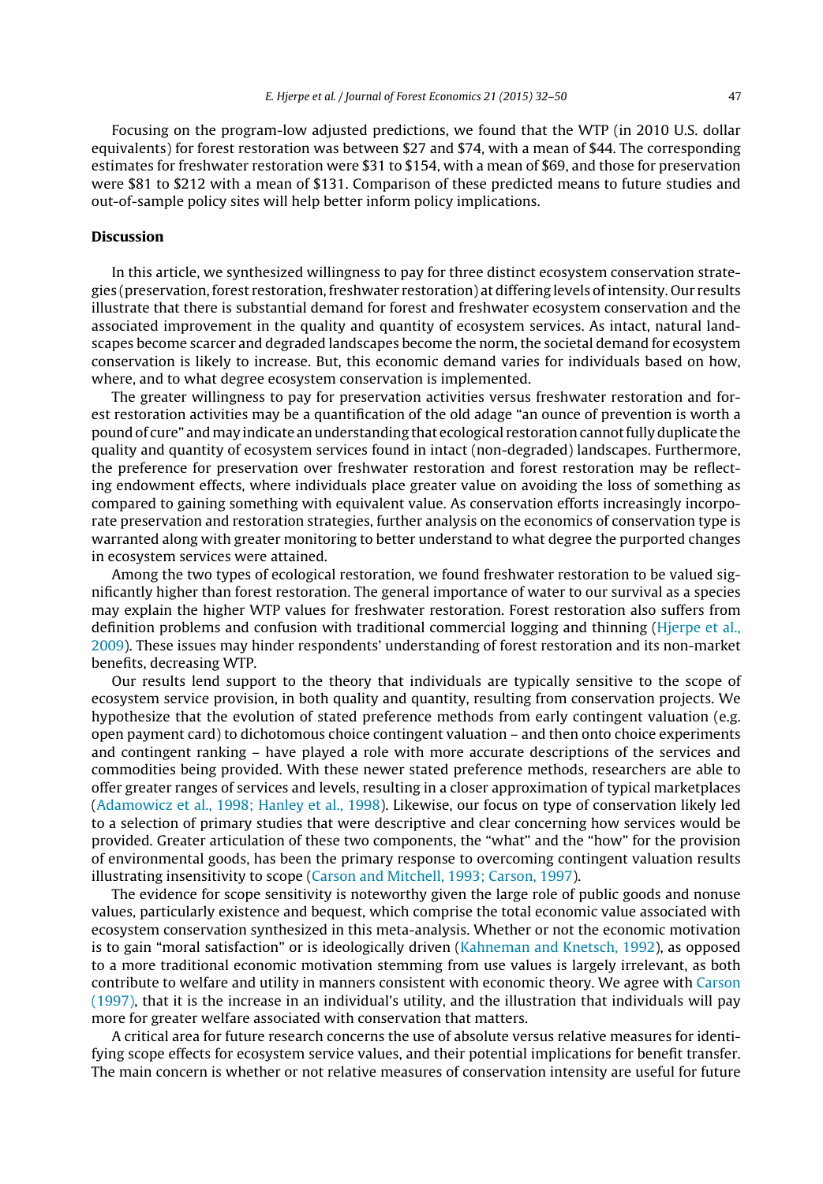Focusing on the program-low adjusted predictions, we found that the WTP (in 2010 U.S. dollar equivalents) for forest restoration was between $27 and $74, with a mean of $44. The corresponding estimates for freshwater restoration were $31 to $154, with a mean of $69, and those for preservation were $81 to $212 with a mean of $131. Comparison of these predicted means to future studies and out-of-sample policy sites will help better inform policy implications.

## Discussion

In this article, we synthesized willingness to pay for three distinct ecosystem conservation strategies (preservation, forest restoration, freshwater restoration) at differing levels of intensity. Our results illustrate that there is substantial demand for forest and freshwater ecosystem conservation and the associated improvement in the quality and quantity of ecosystem services. As intact, natural landscapes become scarcer and degraded landscapes become the norm, the societal demand for ecosystem conservation is likely to increase. But, this economic demand varies for individuals based on how, where, and to what degree ecosystem conservation is implemented.

The greater willingness to pay for preservation activities versus freshwater restoration and forest restoration activities may be a quantification of the old adage "an ounce of prevention is worth a pound of cure" and may indicate an understanding that ecological restoration cannot fully duplicate the quality and quantity of ecosystem services found in intact (non-degraded) landscapes. Furthermore, the preference for preservation over freshwater restoration and forest restoration may be reflecting endowment effects, where individuals place greater value on avoiding the loss of something as compared to gaining something with equivalent value. As conservation efforts increasingly incorporate preservation and restoration strategies, further analysis on the economics of conservation type is warranted along with greater monitoring to better understand to what degree the purported changes in ecosystem services were attained.

Among the two types of ecological restoration, we found freshwater restoration to be valued significantly higher than forest restoration. The general importance of water to our survival as a species may explain the higher WTP values for freshwater restoration. Forest restoration also suffers from definition problems and confusion with traditional commercial logging and thinning (Hjerpe et al., 2009). These issues may hinder respondents' understanding of forest restoration and its non-market benefits, decreasing WTP.

Our results lend support to the theory that individuals are typically sensitive to the scope of ecosystem service provision, in both quality and quantity, resulting from conservation projects. We hypothesize that the evolution of stated preference methods from early contingent valuation (e.g. open payment card) to dichotomous choice contingent valuation – and then onto choice experiments and contingent ranking – have played a role with more accurate descriptions of the services and commodities being provided. With these newer stated preference methods, researchers are able to offer greater ranges of services and levels, resulting in a closer approximation of typical marketplaces (Adamowicz et al., 1998; Hanley et al., 1998). Likewise, our focus on type of conservation likely led to a selection of primary studies that were descriptive and clear concerning how services would be provided. Greater articulation of these two components, the "what" and the "how" for the provision of environmental goods, has been the primary response to overcoming contingent valuation results illustrating insensitivity to scope (Carson and Mitchell, 1993; Carson, 1997).

The evidence for scope sensitivity is noteworthy given the large role of public goods and nonuse values, particularly existence and bequest, which comprise the total economic value associated with ecosystem conservation synthesized in this meta-analysis. Whether or not the economic motivation is to gain "moral satisfaction" or is ideologically driven (Kahneman and Knetsch, 1992), as opposed to a more traditional economic motivation stemming from use values is largely irrelevant, as both contribute to welfare and utility in manners consistent with economic theory. We agree with Carson (1997), that it is the increase in an individual's utility, and the illustration that individuals will pay more for greater welfare associated with conservation that matters.

A critical area for future research concerns the use of absolute versus relative measures for identifying scope effects for ecosystem service values, and their potential implications for benefit transfer. The main concern is whether or not relative measures of conservation intensity are useful for future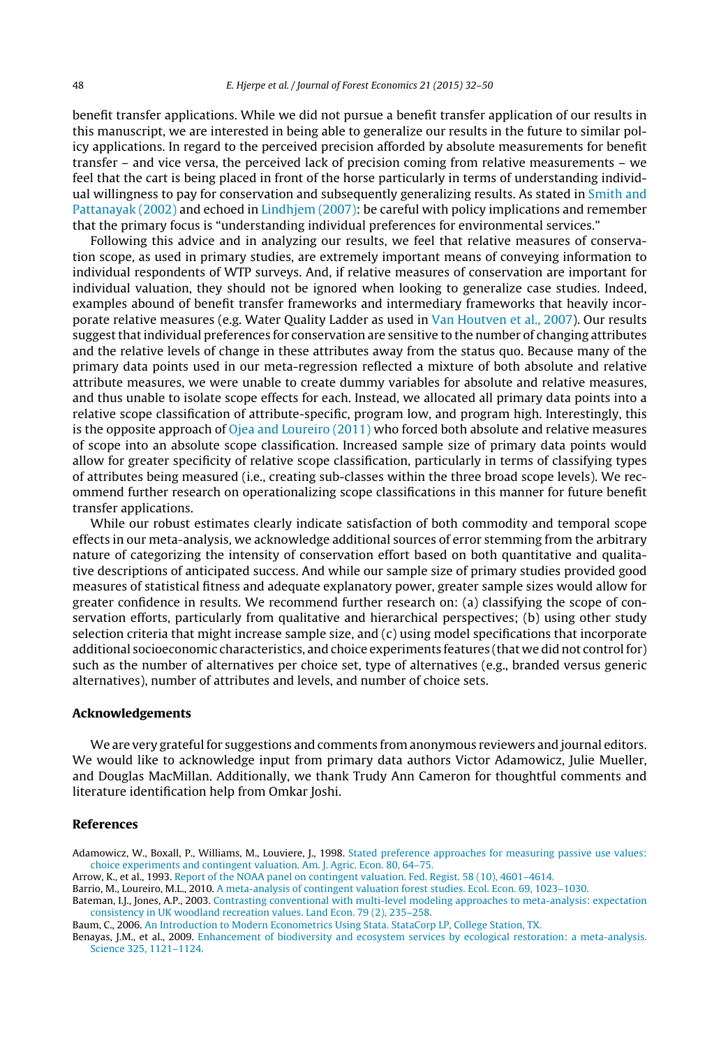benefit transfer applications. While we did not pursue a benefit transfer application of our results in this manuscript, we are interested in being able to generalize our results in the future to similar policy applications. In regard to the perceived precision afforded by absolute measurements for benefit transfer – and vice versa, the perceived lack of precision coming from relative measurements – we feel that the cart is being placed in front of the horse particularly in terms of understanding individual willingness to pay for conservation and subsequently generalizing results. As stated in Smith and Pattanayak (2002) and echoed in Lindhjem (2007): be careful with policy implications and remember that the primary focus is "understanding individual preferences for environmental services."

Following this advice and in analyzing our results, we feel that relative measures of conservation scope, as used in primary studies, are extremely important means of conveying information to individual respondents of WTP surveys. And, if relative measures of conservation are important for individual valuation, they should not be ignored when looking to generalize case studies. Indeed, examples abound of benefit transfer frameworks and intermediary frameworks that heavily incorporate relative measures (e.g. Water Quality Ladder as used in Van Houtven et al., 2007). Our results suggest that individual preferences for conservation are sensitive to the number of changing attributes and the relative levels of change in these attributes away from the status quo. Because many of the primary data points used in our meta-regression reflected a mixture of both absolute and relative attribute measures, we were unable to create dummy variables for absolute and relative measures, and thus unable to isolate scope effects for each. Instead, we allocated all primary data points into a relative scope classification of attribute-specific, program low, and program high. Interestingly, this is the opposite approach of Ojea and Loureiro (2011) who forced both absolute and relative measures of scope into an absolute scope classification. Increased sample size of primary data points would allow for greater specificity of relative scope classification, particularly in terms of classifying types of attributes being measured (i.e., creating sub-classes within the three broad scope levels). We recommend further research on operationalizing scope classifications in this manner for future benefit transfer applications.

While our robust estimates clearly indicate satisfaction of both commodity and temporal scope effects in our meta-analysis, we acknowledge additional sources of error stemming from the arbitrary nature of categorizing the intensity of conservation effort based on both quantitative and qualitative descriptions of anticipated success. And while our sample size of primary studies provided good measures of statistical fitness and adequate explanatory power, greater sample sizes would allow for greater confidence in results. We recommend further research on: (a) classifying the scope of conservation efforts, particularly from qualitative and hierarchical perspectives; (b) using other study selection criteria that might increase sample size, and (c) using model specifications that incorporate additional socioeconomic characteristics, and choice experiments features (that we did not control for) such as the number of alternatives per choice set, type of alternatives (e.g., branded versus generic alternatives), number of attributes and levels, and number of choice sets.

## Acknowledgements

We are very grateful for suggestions and comments from anonymous reviewers and journal editors. We would like to acknowledge input from primary data authors Victor Adamowicz, Julie Mueller, and Douglas MacMillan. Additionally, we thank Trudy Ann Cameron for thoughtful comments and literature identification help from Omkar Joshi.

## References

Adamowicz, W., Boxall, P., Williams, M., Louviere, J., 1998. Stated preference approaches for measuring passive use values: choice experiments and contingent valuation. Am. J. Agric. Econ. 80, 64–75.

Arrow, K., et al., 1993. Report of the NOAA panel on contingent valuation. Fed. Regist. 58 (10), 4601–4614.

Barrio, M., Loureiro, M.L., 2010. A meta-analysis of contingent valuation forest studies. Ecol. Econ. 69, 1023–1030.

Bateman, I.J., Jones, A.P., 2003. Contrasting conventional with multi-level modeling approaches to meta-analysis: expectation consistency in UK woodland recreation values. Land Econ. 79 (2), 235–258.

Baum, C., 2006. An Introduction to Modern Econometrics Using Stata. StataCorp LP, College Station, TX.

Benayas, J.M., et al., 2009. Enhancement of biodiversity and ecosystem services by ecological restoration: a meta-analysis. Science 325, 1121–1124.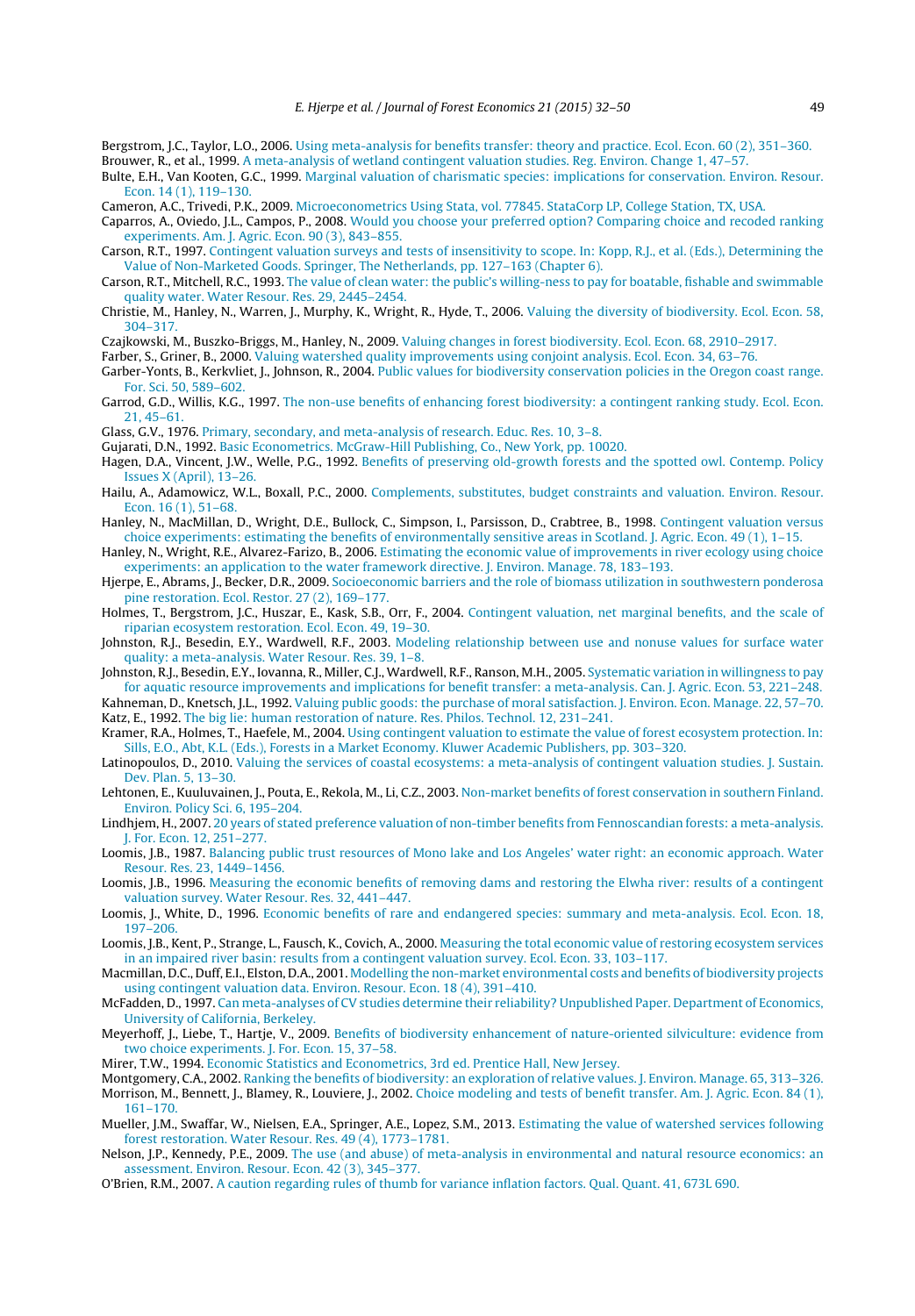Bergstrom, J.C., Taylor, L.O., 2006. Using meta-analysis for benefits transfer: theory and practice. Ecol. Econ. 60 (2), 351–360.

Brouwer, R., et al., 1999. A meta-analysis of wetland contingent valuation studies. Reg. Environ. Change 1, 47–57.

Bulte, E.H., Van Kooten, G.C., 1999. Marginal valuation of charismatic species: implications for conservation. Environ. Resour. Econ. 14 (1), 119–130.

Cameron, A.C., Trivedi, P.K., 2009. Microeconometrics Using Stata, vol. 77845. StataCorp LP, College Station, TX, USA.

Caparros, A., Oviedo, J.L., Campos, P., 2008. Would you choose your preferred option? Comparing choice and recoded ranking experiments. Am. J. Agric. Econ. 90 (3), 843–855.

Carson, R.T., 1997. Contingent valuation surveys and tests of insensitivity to scope. In: Kopp, R.J., et al. (Eds.), Determining the Value of Non-Marketed Goods. Springer, The Netherlands, pp. 127–163 (Chapter 6).

Carson, R.T., Mitchell, R.C., 1993. The value of clean water: the public's willing-ness to pay for boatable, fishable and swimmable quality water. Water Resour. Res. 29, 2445–2454.

Christie, M., Hanley, N., Warren, J., Murphy, K., Wright, R., Hyde, T., 2006. Valuing the diversity of biodiversity. Ecol. Econ. 58, 304–317.

Czajkowski, M., Buszko-Briggs, M., Hanley, N., 2009. Valuing changes in forest biodiversity. Ecol. Econ. 68, 2910–2917.

Farber, S., Griner, B., 2000. Valuing watershed quality improvements using conjoint analysis. Ecol. Econ. 34, 63–76.

Garber-Yonts, B., Kerkvliet, J., Johnson, R., 2004. Public values for biodiversity conservation policies in the Oregon coast range. For. Sci. 50, 589–602.

Garrod, G.D., Willis, K.G., 1997. The non-use benefits of enhancing forest biodiversity: a contingent ranking study. Ecol. Econ. 21, 45–61.

Glass, G.V., 1976. Primary, secondary, and meta-analysis of research. Educ. Res. 10, 3–8.

Gujarati, D.N., 1992. Basic Econometrics. McGraw-Hill Publishing, Co., New York, pp. 10020.

Hagen, D.A., Vincent, J.W., Welle, P.G., 1992. Benefits of preserving old-growth forests and the spotted owl. Contemp. Policy Issues X (April), 13–26.

Hailu, A., Adamowicz, W.L., Boxall, P.C., 2000. Complements, substitutes, budget constraints and valuation. Environ. Resour. Econ. 16 (1), 51–68.

Hanley, N., MacMillan, D., Wright, D.E., Bullock, C., Simpson, I., Parsisson, D., Crabtree, B., 1998. Contingent valuation versus choice experiments: estimating the benefits of environmentally sensitive areas in Scotland. J. Agric. Econ. 49 (1), 1–15.

Hanley, N., Wright, R.E., Alvarez-Farizo, B., 2006. Estimating the economic value of improvements in river ecology using choice experiments: an application to the water framework directive. J. Environ. Manage. 78, 183–193.

Hjerpe, E., Abrams, J., Becker, D.R., 2009. Socioeconomic barriers and the role of biomass utilization in southwestern ponderosa pine restoration. Ecol. Restor. 27 (2), 169–177.

Holmes, T., Bergstrom, J.C., Huszar, E., Kask, S.B., Orr, F., 2004. Contingent valuation, net marginal benefits, and the scale of riparian ecosystem restoration. Ecol. Econ. 49, 19–30.

Johnston, R.J., Besedin, E.Y., Wardwell, R.F., 2003. Modeling relationship between use and nonuse values for surface water quality: a meta-analysis. Water Resour. Res. 39, 1–8.

Johnston, R.J., Besedin, E.Y., Iovanna, R., Miller, C.J., Wardwell, R.F., Ranson, M.H., 2005. Systematic variation in willingness to pay for aquatic resource improvements and implications for benefit transfer: a meta-analysis. Can. J. Agric. Econ. 53, 221–248.

Kahneman, D., Knetsch, J.L., 1992. Valuing public goods: the purchase of moral satisfaction. J. Environ. Econ. Manage. 22, 57–70.

Katz, E., 1992. The big lie: human restoration of nature. Res. Philos. Technol. 12, 231–241.

Kramer, R.A., Holmes, T., Haefele, M., 2004. Using contingent valuation to estimate the value of forest ecosystem protection. In: Sills, E.O., Abt, K.L. (Eds.), Forests in a Market Economy. Kluwer Academic Publishers, pp. 303–320.

Latinopoulos, D., 2010. Valuing the services of coastal ecosystems: a meta-analysis of contingent valuation studies. J. Sustain. Dev. Plan. 5, 13–30.

Lehtonen, E., Kuuluvainen, J., Pouta, E., Rekola, M., Li, C.Z., 2003. Non-market benefits of forest conservation in southern Finland. Environ. Policy Sci. 6, 195–204.

Lindhjem, H., 2007. 20 years of stated preference valuation of non-timber benefits from Fennoscandian forests: a meta-analysis. J. For. Econ. 12, 251–277.

Loomis, J.B., 1987. Balancing public trust resources of Mono lake and Los Angeles' water right: an economic approach. Water Resour. Res. 23, 1449–1456.

Loomis, J.B., 1996. Measuring the economic benefits of removing dams and restoring the Elwha river: results of a contingent valuation survey. Water Resour. Res. 32, 441–447.

Loomis, J., White, D., 1996. Economic benefits of rare and endangered species: summary and meta-analysis. Ecol. Econ. 18, 197–206.

Loomis, J.B., Kent, P., Strange, L., Fausch, K., Covich, A., 2000. Measuring the total economic value of restoring ecosystem services in an impaired river basin: results from a contingent valuation survey. Ecol. Econ. 33, 103–117.

Macmillan, D.C., Duff, E.I., Elston, D.A., 2001. Modelling the non-market environmental costs and benefits of biodiversity projects using contingent valuation data. Environ. Resour. Econ. 18 (4), 391–410.

McFadden, D., 1997. Can meta-analyses of CV studies determine their reliability? Unpublished Paper. Department of Economics, University of California, Berkeley.

Meyerhoff, J., Liebe, T., Hartje, V., 2009. Benefits of biodiversity enhancement of nature-oriented silviculture: evidence from two choice experiments. J. For. Econ. 15, 37–58.

Mirer, T.W., 1994. Economic Statistics and Econometrics, 3rd ed. Prentice Hall, New Jersey.

Montgomery, C.A., 2002. Ranking the benefits of biodiversity: an exploration of relative values. J. Environ. Manage. 65, 313–326.

Morrison, M., Bennett, J., Blamey, R., Louviere, J., 2002. Choice modeling and tests of benefit transfer. Am. J. Agric. Econ. 84 (1), 161–170.

Mueller, J.M., Swaffar, W., Nielsen, E.A., Springer, A.E., Lopez, S.M., 2013. Estimating the value of watershed services following forest restoration. Water Resour. Res. 49 (4), 1773–1781.

Nelson, J.P., Kennedy, P.E., 2009. The use (and abuse) of meta-analysis in environmental and natural resource economics: an assessment. Environ. Resour. Econ. 42 (3), 345–377.

O'Brien, R.M., 2007. A caution regarding rules of thumb for variance inflation factors. Qual. Quant. 41, 673L 690.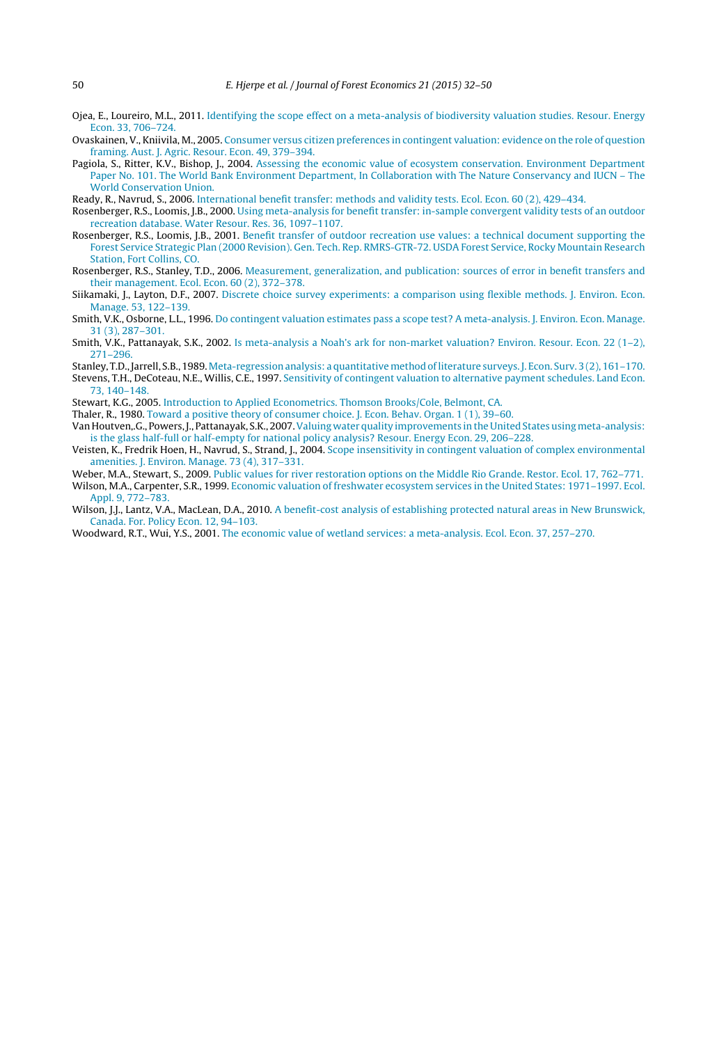Ojea, E., Loureiro, M.L., 2011. Identifying the scope effect on a meta-analysis of biodiversity valuation studies. Resour. Energy Econ. 33, 706–724.

Ovaskainen, V., Kniivila, M., 2005. Consumer versus citizen preferences in contingent valuation: evidence on the role of question framing. Aust. J. Agric. Resour. Econ. 49, 379–394.

Pagiola, S., Ritter, K.V., Bishop, J., 2004. Assessing the economic value of ecosystem conservation. Environment Department Paper No. 101. The World Bank Environment Department, In Collaboration with The Nature Conservancy and IUCN – The World Conservation Union.

Ready, R., Navrud, S., 2006. International benefit transfer: methods and validity tests. Ecol. Econ. 60 (2), 429–434.

Rosenberger, R.S., Loomis, J.B., 2000. Using meta-analysis for benefit transfer: in-sample convergent validity tests of an outdoor recreation database. Water Resour. Res. 36, 1097–1107.

Rosenberger, R.S., Loomis, J.B., 2001. Benefit transfer of outdoor recreation use values: a technical document supporting the Forest Service Strategic Plan (2000 Revision). Gen. Tech. Rep. RMRS-GTR-72. USDA Forest Service, Rocky Mountain Research Station, Fort Collins, CO.

Rosenberger, R.S., Stanley, T.D., 2006. Measurement, generalization, and publication: sources of error in benefit transfers and their management. Ecol. Econ. 60 (2), 372–378.

Siikamaki, J., Layton, D.F., 2007. Discrete choice survey experiments: a comparison using flexible methods. J. Environ. Econ. Manage. 53, 122–139.

Smith, V.K., Osborne, L.L., 1996. Do contingent valuation estimates pass a scope test? A meta-analysis. J. Environ. Econ. Manage. 31 (3), 287–301.

Smith, V.K., Pattanayak, S.K., 2002. Is meta-analysis a Noah's ark for non-market valuation? Environ. Resour. Econ. 22 (1–2), 271–296.

Stanley, T.D., Jarrell, S.B., 1989. Meta-regression analysis: a quantitative method of literature surveys. J. Econ. Surv. 3 (2), 161–170.

Stevens, T.H., DeCoteau, N.E., Willis, C.E., 1997. Sensitivity of contingent valuation to alternative payment schedules. Land Econ. 73, 140–148.

Stewart, K.G., 2005. Introduction to Applied Econometrics. Thomson Brooks/Cole, Belmont, CA.

Thaler, R., 1980. Toward a positive theory of consumer choice. J. Econ. Behav. Organ. 1 (1), 39–60.

Van Houtven,.G., Powers, J., Pattanayak, S.K., 2007. Valuing water quality improvements in the United States using meta-analysis: is the glass half-full or half-empty for national policy analysis? Resour. Energy Econ. 29, 206–228.

Veisten, K., Fredrik Hoen, H., Navrud, S., Strand, J., 2004. Scope insensitivity in contingent valuation of complex environmental amenities. J. Environ. Manage. 73 (4), 317–331.

Weber, M.A., Stewart, S., 2009. Public values for river restoration options on the Middle Rio Grande. Restor. Ecol. 17, 762–771.

Wilson, M.A., Carpenter, S.R., 1999. Economic valuation of freshwater ecosystem services in the United States: 1971–1997. Ecol. Appl. 9, 772–783.

Wilson, J.J., Lantz, V.A., MacLean, D.A., 2010. A benefit-cost analysis of establishing protected natural areas in New Brunswick, Canada. For. Policy Econ. 12, 94–103.

Woodward, R.T., Wui, Y.S., 2001. The economic value of wetland services: a meta-analysis. Ecol. Econ. 37, 257–270.